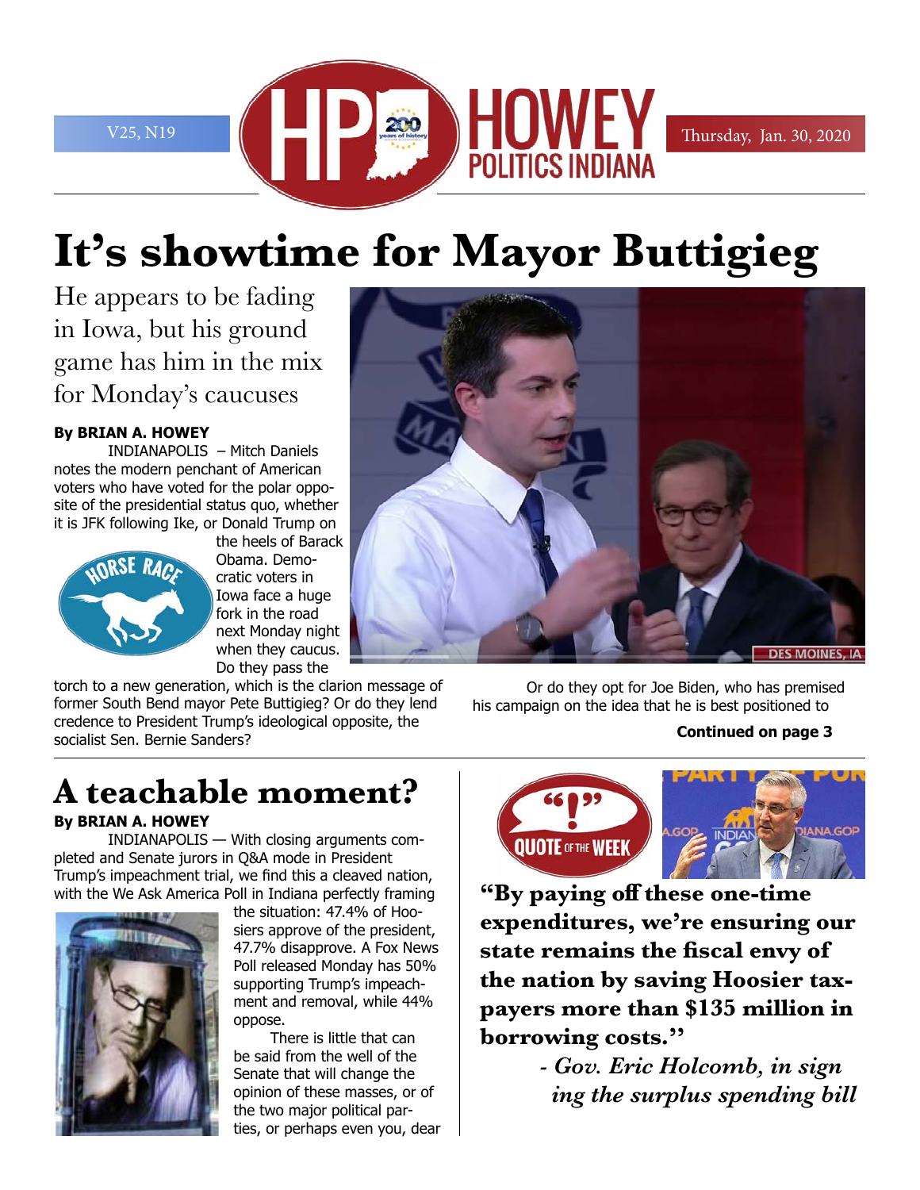# It's showtime for Mayor Buttigieg

## He appears to be fading in Iowa, but his ground game has him in the mix for Monday's caucuses

**By BRIAN A. HOWEY**

INDIANAPOLIS – Mitch Daniels notes the modern penchant of American voters who have voted for the polar opposite of the presidential status quo, whether it is JFK following Ike, or Donald Trump on the heels of Barack Obama. Democratic voters in Iowa face a huge fork in the road next Monday night when they caucus. Do they pass the torch to a new generation, which is the clarion message of former South Bend mayor Pete Buttigieg? Or do they lend credence to President Trump's ideological opposite, the socialist Sen. Bernie Sanders?

Or do they opt for Joe Biden, who has premised his campaign on the idea that he is best positioned to

**Continued on page 3**

# A teachable moment?

**By BRIAN A. HOWEY**

INDIANAPOLIS — With closing arguments completed and Senate jurors in Q&A mode in President Trump's impeachment trial, we find this a cleaved nation, with the We Ask America Poll in Indiana perfectly framing the situation: 47.4% of Hoosiers approve of the president, 47.7% disapprove. A Fox News Poll released Monday has 50% supporting Trump's impeachment and removal, while 44% oppose.

There is little that can be said from the well of the Senate that will change the opinion of these masses, or of the two major political parties, or perhaps even you, dear

**QUOTE OF THE WEEK**

**"By paying off these one-time expenditures, we're ensuring our state remains the fiscal envy of the nation by saving Hoosier taxpayers more than $135 million in borrowing costs."**

*- Gov. Eric Holcomb, in signing the surplus spending bill*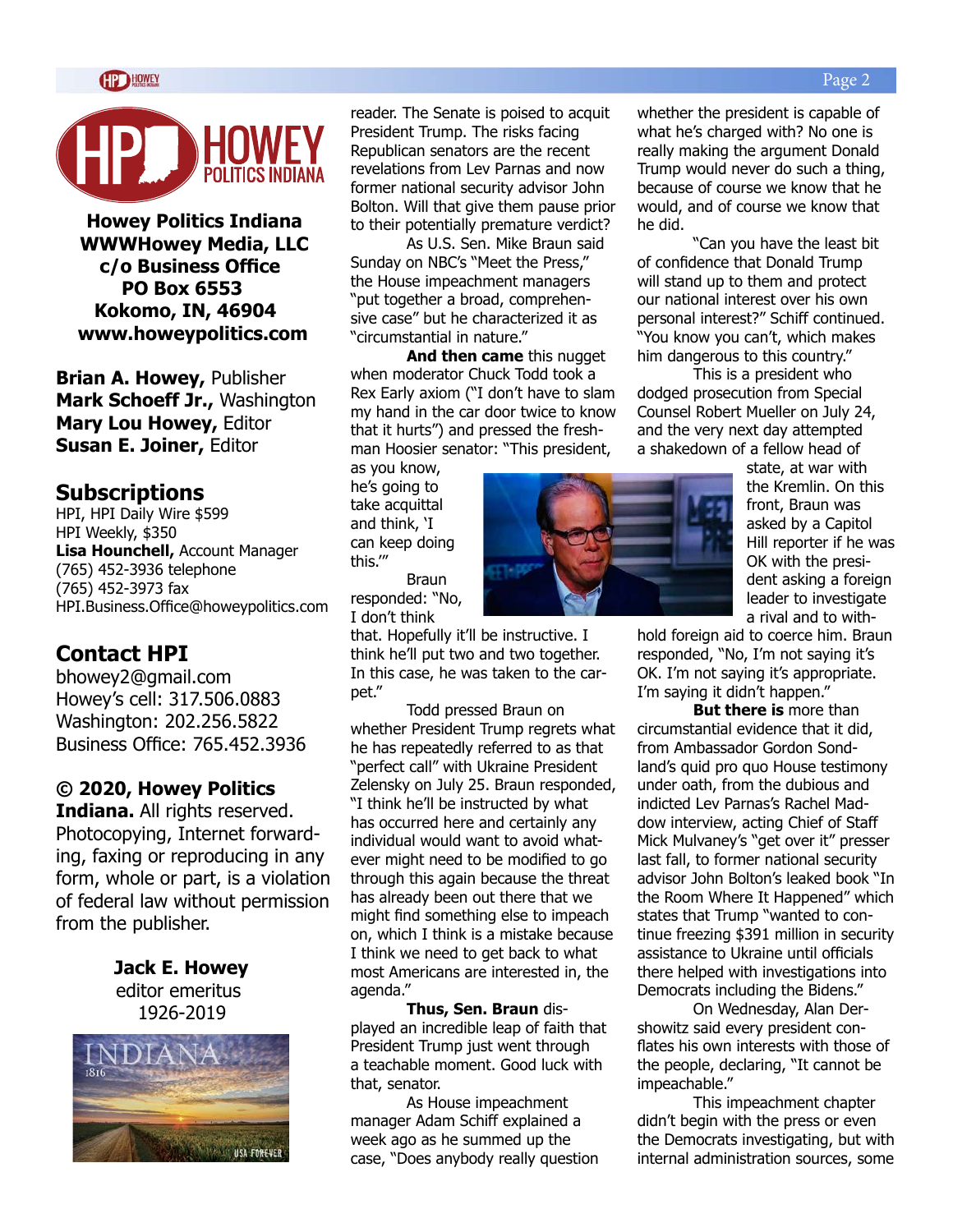**Howey Politics Indiana**
**WWWHowey Media, LLC**
**c/o Business Office**
**PO Box 6553**
**Kokomo, IN, 46904**
**www.howeypolitics.com**

**Brian A. Howey,** Publisher
**Mark Schoeff Jr.,** Washington
**Mary Lou Howey,** Editor
**Susan E. Joiner,** Editor

## Subscriptions

HPI, HPI Daily Wire $599
HPI Weekly, $350
**Lisa Hounchell,** Account Manager
(765) 452-3936 telephone
(765) 452-3973 fax
HPI.Business.Office@howeypolitics.com

## Contact HPI

bhowey2@gmail.com
Howey's cell: 317.506.0883
Washington: 202.256.5822
Business Office: 765.452.3936

**© 2020, Howey Politics Indiana.** All rights reserved. Photocopying, Internet forwarding, faxing or reproducing in any form, whole or part, is a violation of federal law without permission from the publisher.

**Jack E. Howey**
editor emeritus
1926-2019

reader. The Senate is poised to acquit President Trump. The risks facing Republican senators are the recent revelations from Lev Parnas and now former national security advisor John Bolton. Will that give them pause prior to their potentially premature verdict?

As U.S. Sen. Mike Braun said Sunday on NBC's "Meet the Press," the House impeachment managers "put together a broad, comprehensive case" but he characterized it as "circumstantial in nature."

**And then came** this nugget when moderator Chuck Todd took a Rex Early axiom ("I don't have to slam my hand in the car door twice to know that it hurts") and pressed the freshman Hoosier senator: "This president, as you know, he's going to take acquittal and think, 'I can keep doing this.'"

Braun responded: "No, I don't think that. Hopefully it'll be instructive. I think he'll put two and two together. In this case, he was taken to the carpet."

Todd pressed Braun on whether President Trump regrets what he has repeatedly referred to as that "perfect call" with Ukraine President Zelensky on July 25. Braun responded, "I think he'll be instructed by what has occurred here and certainly any individual would want to avoid whatever might need to be modified to go through this again because the threat has already been out there that we might find something else to impeach on, which I think is a mistake because I think we need to get back to what most Americans are interested in, the agenda."

**Thus, Sen. Braun** displayed an incredible leap of faith that President Trump just went through a teachable moment. Good luck with that, senator.

As House impeachment manager Adam Schiff explained a week ago as he summed up the case, "Does anybody really question whether the president is capable of what he's charged with? No one is really making the argument Donald Trump would never do such a thing, because of course we know that he would, and of course we know that he did.

"Can you have the least bit of confidence that Donald Trump will stand up to them and protect our national interest over his own personal interest?" Schiff continued. "You know you can't, which makes him dangerous to this country."

This is a president who dodged prosecution from Special Counsel Robert Mueller on July 24, and the very next day attempted a shakedown of a fellow head of state, at war with the Kremlin. On this front, Braun was asked by a Capitol Hill reporter if he was OK with the president asking a foreign leader to investigate a rival and to withhold foreign aid to coerce him. Braun responded, "No, I'm not saying it's OK. I'm not saying it's appropriate. I'm saying it didn't happen."

**But there is** more than circumstantial evidence that it did, from Ambassador Gordon Sondland's quid pro quo House testimony under oath, from the dubious and indicted Lev Parnas's Rachel Maddow interview, acting Chief of Staff Mick Mulvaney's "get over it" presser last fall, to former national security advisor John Bolton's leaked book "In the Room Where It Happened" which states that Trump "wanted to continue freezing $391 million in security assistance to Ukraine until officials there helped with investigations into Democrats including the Bidens."

On Wednesday, Alan Dershowitz said every president conflates his own interests with those of the people, declaring, "It cannot be impeachable."

This impeachment chapter didn't begin with the press or even the Democrats investigating, but with internal administration sources, some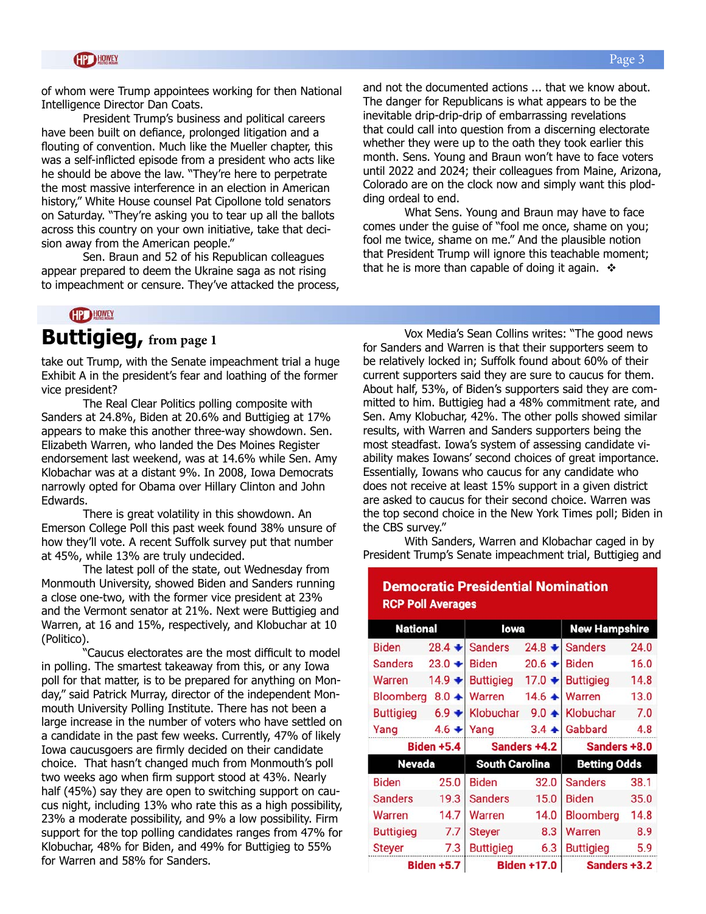of whom were Trump appointees working for then National Intelligence Director Dan Coats.

President Trump's business and political careers have been built on defiance, prolonged litigation and a flouting of convention. Much like the Mueller chapter, this was a self-inflicted episode from a president who acts like he should be above the law. "They're here to perpetrate the most massive interference in an election in American history," White House counsel Pat Cipollone told senators on Saturday. "They're asking you to tear up all the ballots across this country on your own initiative, take that decision away from the American people."

Sen. Braun and 52 of his Republican colleagues appear prepared to deem the Ukraine saga as not rising to impeachment or censure. They've attacked the process, and not the documented actions ... that we know about. The danger for Republicans is what appears to be the inevitable drip-drip-drip of embarrassing revelations that could call into question from a discerning electorate whether they were up to the oath they took earlier this month. Sens. Young and Braun won't have to face voters until 2022 and 2024; their colleagues from Maine, Arizona, Colorado are on the clock now and simply want this plodding ordeal to end.

What Sens. Young and Braun may have to face comes under the guise of "fool me once, shame on you; fool me twice, shame on me." And the plausible notion that President Trump will ignore this teachable moment; that he is more than capable of doing it again. ❖

## Buttigieg, from page 1

take out Trump, with the Senate impeachment trial a huge Exhibit A in the president's fear and loathing of the former vice president?

The Real Clear Politics polling composite with Sanders at 24.8%, Biden at 20.6% and Buttigieg at 17% appears to make this another three-way showdown. Sen. Elizabeth Warren, who landed the Des Moines Register endorsement last weekend, was at 14.6% while Sen. Amy Klobachar was at a distant 9%. In 2008, Iowa Democrats narrowly opted for Obama over Hillary Clinton and John Edwards.

There is great volatility in this showdown. An Emerson College Poll this past week found 38% unsure of how they'll vote. A recent Suffolk survey put that number at 45%, while 13% are truly undecided.

The latest poll of the state, out Wednesday from Monmouth University, showed Biden and Sanders running a close one-two, with the former vice president at 23% and the Vermont senator at 21%. Next were Buttigieg and Warren, at 16 and 15%, respectively, and Klobuchar at 10 (Politico).

"Caucus electorates are the most difficult to model in polling. The smartest takeaway from this, or any Iowa poll for that matter, is to be prepared for anything on Monday," said Patrick Murray, director of the independent Monmouth University Polling Institute. There has not been a large increase in the number of voters who have settled on a candidate in the past few weeks. Currently, 47% of likely Iowa caucusgoers are firmly decided on their candidate choice. That hasn't changed much from Monmouth's poll two weeks ago when firm support stood at 43%. Nearly half (45%) say they are open to switching support on caucus night, including 13% who rate this as a high possibility, 23% a moderate possibility, and 9% a low possibility. Firm support for the top polling candidates ranges from 47% for Klobuchar, 48% for Biden, and 49% for Buttigieg to 55% for Warren and 58% for Sanders.

Vox Media's Sean Collins writes: "The good news for Sanders and Warren is that their supporters seem to be relatively locked in; Suffolk found about 60% of their current supporters said they are sure to caucus for them. About half, 53%, of Biden's supporters said they are committed to him. Buttigieg had a 48% commitment rate, and Sen. Amy Klobuchar, 42%. The other polls showed similar results, with Warren and Sanders supporters being the most steadfast. Iowa's system of assessing candidate viability makes Iowans' second choices of great importance. Essentially, Iowans who caucus for any candidate who does not receive at least 15% support in a given district are asked to caucus for their second choice. Warren was the top second choice in the New York Times poll; Biden in the CBS survey."

With Sanders, Warren and Klobachar caged in by President Trump's Senate impeachment trial, Buttigieg and

**Democratic Presidential Nomination**
**RCP Poll Averages**

| National | | Iowa | | New Hampshire | |
|---|---|---|---|---|---|
| Biden | 28.4 ↓ | Sanders | 24.8 ↓ | Sanders | 24.0 |
| Sanders | 23.0 ↓ | Biden | 20.6 ↓ | Biden | 16.0 |
| Warren | 14.9 ↓ | Buttigieg | 17.0 ↓ | Buttigieg | 14.8 |
| Bloomberg | 8.0 ↑ | Warren | 14.6 ↑ | Warren | 13.0 |
| Buttigieg | 6.9 ↓ | Klobuchar | 9.0 ↑ | Klobuchar | 7.0 |
| Yang | 4.6 ↓ | Yang | 3.4 ↑ | Gabbard | 4.8 |
| **Biden +5.4** | | **Sanders +4.2** | | **Sanders +8.0** | |
| **Nevada** | | **South Carolina** | | **Betting Odds** | |
| Biden | 25.0 | Biden | 32.0 | Sanders | 38.1 |
| Sanders | 19.3 | Sanders | 15.0 | Biden | 35.0 |
| Warren | 14.7 | Warren | 14.0 | Bloomberg | 14.8 |
| Buttigieg | 7.7 | Steyer | 8.3 | Warren | 8.9 |
| Steyer | 7.3 | Buttigieg | 6.3 | Buttigieg | 5.9 |
| **Biden +5.7** | | **Biden +17.0** | | **Sanders +3.2** | |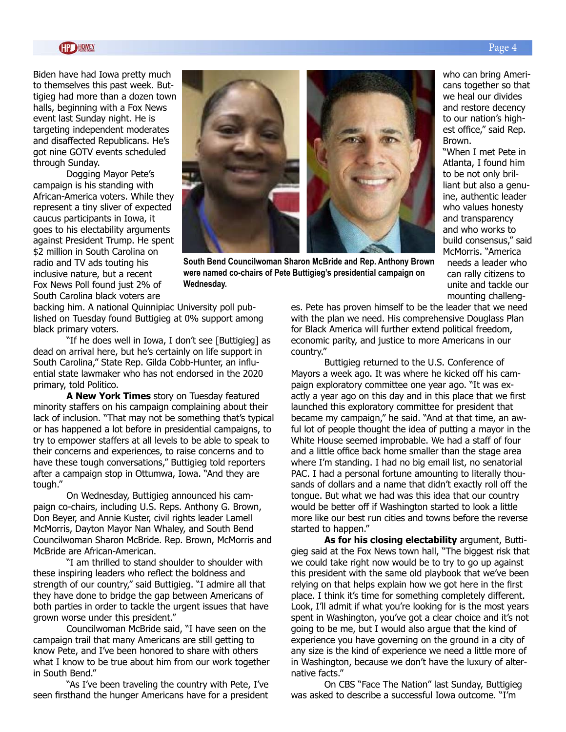Biden have had Iowa pretty much to themselves this past week. Buttigieg had more than a dozen town halls, beginning with a Fox News event last Sunday night. He is targeting independent moderates and disaffected Republicans. He's got nine GOTV events scheduled through Sunday.

Dogging Mayor Pete's campaign is his standing with African-America voters. While they represent a tiny sliver of expected caucus participants in Iowa, it goes to his electability arguments against President Trump. He spent $2 million in South Carolina on radio and TV ads touting his inclusive nature, but a recent Fox News Poll found just 2% of South Carolina black voters are backing him. A national Quinnipiac University poll published on Tuesday found Buttigieg at 0% support among black primary voters.

"If he does well in Iowa, I don't see [Buttigieg] as dead on arrival here, but he's certainly on life support in South Carolina," State Rep. Gilda Cobb-Hunter, an influential state lawmaker who has not endorsed in the 2020 primary, told Politico.

**A New York Times** story on Tuesday featured minority staffers on his campaign complaining about their lack of inclusion. "That may not be something that's typical or has happened a lot before in presidential campaigns, to try to empower staffers at all levels to be able to speak to their concerns and experiences, to raise concerns and to have these tough conversations," Buttigieg told reporters after a campaign stop in Ottumwa, Iowa. "And they are tough."

On Wednesday, Buttigieg announced his campaign co-chairs, including U.S. Reps. Anthony G. Brown, Don Beyer, and Annie Kuster, civil rights leader Lamell McMorris, Dayton Mayor Nan Whaley, and South Bend Councilwoman Sharon McBride. Rep. Brown, McMorris and McBride are African-American.

"I am thrilled to stand shoulder to shoulder with these inspiring leaders who reflect the boldness and strength of our country," said Buttigieg. "I admire all that they have done to bridge the gap between Americans of both parties in order to tackle the urgent issues that have grown worse under this president."

Councilwoman McBride said, "I have seen on the campaign trail that many Americans are still getting to know Pete, and I've been honored to share with others what I know to be true about him from our work together in South Bend."

"As I've been traveling the country with Pete, I've seen firsthand the hunger Americans have for a president who can bring Americans together so that we heal our divides and restore decency to our nation's highest office," said Rep. Brown.

**South Bend Councilwoman Sharon McBride and Rep. Anthony Brown were named co-chairs of Pete Buttigieg's presidential campaign on Wednesday.**

"When I met Pete in Atlanta, I found him to be not only brilliant but also a genuine, authentic leader who values honesty and transparency and who works to build consensus," said McMorris. "America needs a leader who can rally citizens to unite and tackle our mounting challenges. Pete has proven himself to be the leader that we need with the plan we need. His comprehensive Douglass Plan for Black America will further extend political freedom, economic parity, and justice to more Americans in our country."

Buttigieg returned to the U.S. Conference of Mayors a week ago. It was where he kicked off his campaign exploratory committee one year ago. "It was exactly a year ago on this day and in this place that we first launched this exploratory committee for president that became my campaign," he said. "And at that time, an awful lot of people thought the idea of putting a mayor in the White House seemed improbable. We had a staff of four and a little office back home smaller than the stage area where I'm standing. I had no big email list, no senatorial PAC. I had a personal fortune amounting to literally thousands of dollars and a name that didn't exactly roll off the tongue. But what we had was this idea that our country would be better off if Washington started to look a little more like our best run cities and towns before the reverse started to happen."

**As for his closing electability** argument, Buttigieg said at the Fox News town hall, "The biggest risk that we could take right now would be to try to go up against this president with the same old playbook that we've been relying on that helps explain how we got here in the first place. I think it's time for something completely different. Look, I'll admit if what you're looking for is the most years spent in Washington, you've got a clear choice and it's not going to be me, but I would also argue that the kind of experience you have governing on the ground in a city of any size is the kind of experience we need a little more of in Washington, because we don't have the luxury of alternative facts."

On CBS "Face The Nation" last Sunday, Buttigieg was asked to describe a successful Iowa outcome. "I'm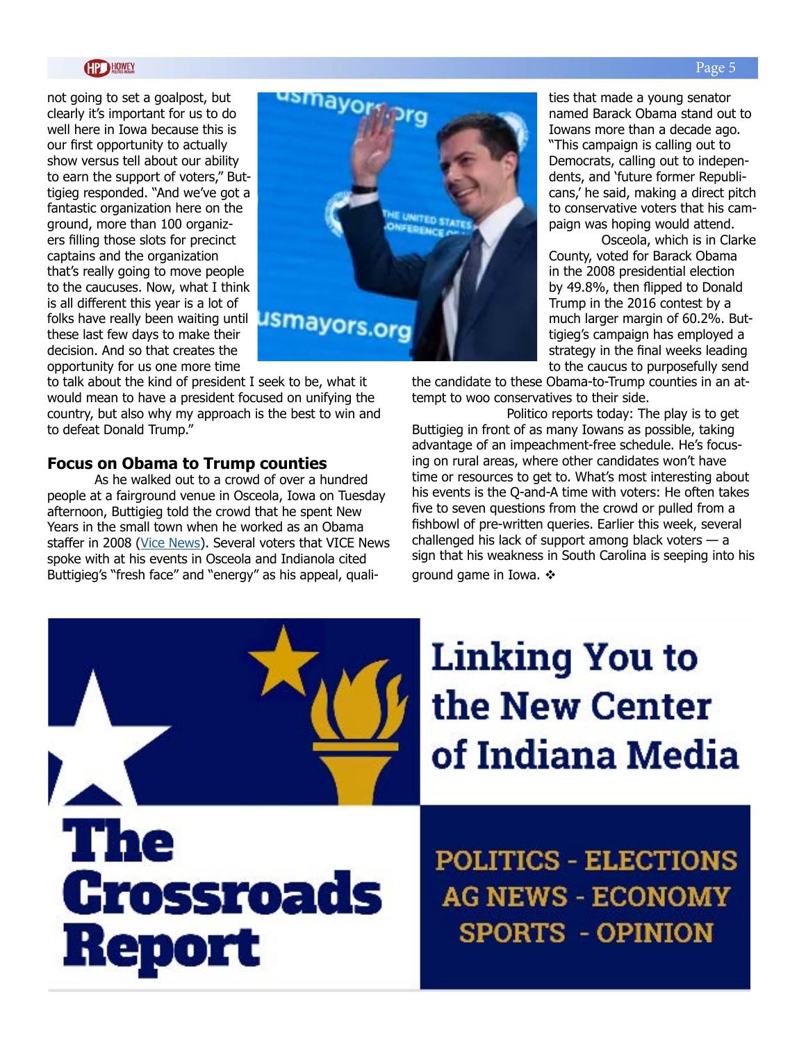not going to set a goalpost, but clearly it's important for us to do well here in Iowa because this is our first opportunity to actually show versus tell about our ability to earn the support of voters," Buttigieg responded. "And we've got a fantastic organization here on the ground, more than 100 organizers filling those slots for precinct captains and the organization that's really going to move people to the caucuses. Now, what I think is all different this year is a lot of folks have really been waiting until these last few days to make their decision. And so that creates the opportunity for us one more time to talk about the kind of president I seek to be, what it would mean to have a president focused on unifying the country, but also why my approach is the best to win and to defeat Donald Trump."

### Focus on Obama to Trump counties

As he walked out to a crowd of over a hundred people at a fairground venue in Osceola, Iowa on Tuesday afternoon, Buttigieg told the crowd that he spent New Years in the small town when he worked as an Obama staffer in 2008 (Vice News). Several voters that VICE News spoke with at his events in Osceola and Indianola cited Buttigieg's "fresh face" and "energy" as his appeal, qualities that made a young senator named Barack Obama stand out to Iowans more than a decade ago. "This campaign is calling out to Democrats, calling out to independents, and 'future former Republicans,' he said, making a direct pitch to conservative voters that his campaign was hoping would attend.

Osceola, which is in Clarke County, voted for Barack Obama in the 2008 presidential election by 49.8%, then flipped to Donald Trump in the 2016 contest by a much larger margin of 60.2%. Buttigieg's campaign has employed a strategy in the final weeks leading to the caucus to purposefully send the candidate to these Obama-to-Trump counties in an attempt to woo conservatives to their side.

Politico reports today: The play is to get Buttigieg in front of as many Iowans as possible, taking advantage of an impeachment-free schedule. He's focusing on rural areas, where other candidates won't have time or resources to get to. What's most interesting about his events is the Q-and-A time with voters: He often takes five to seven questions from the crowd or pulled from a fishbowl of pre-written queries. Earlier this week, several challenged his lack of support among black voters — a sign that his weakness in South Carolina is seeping into his ground game in Iowa. ❖

**The Crossroads Report**

**Linking You to the New Center of Indiana Media**

POLITICS - ELECTIONS
AG NEWS - ECONOMY
SPORTS - OPINION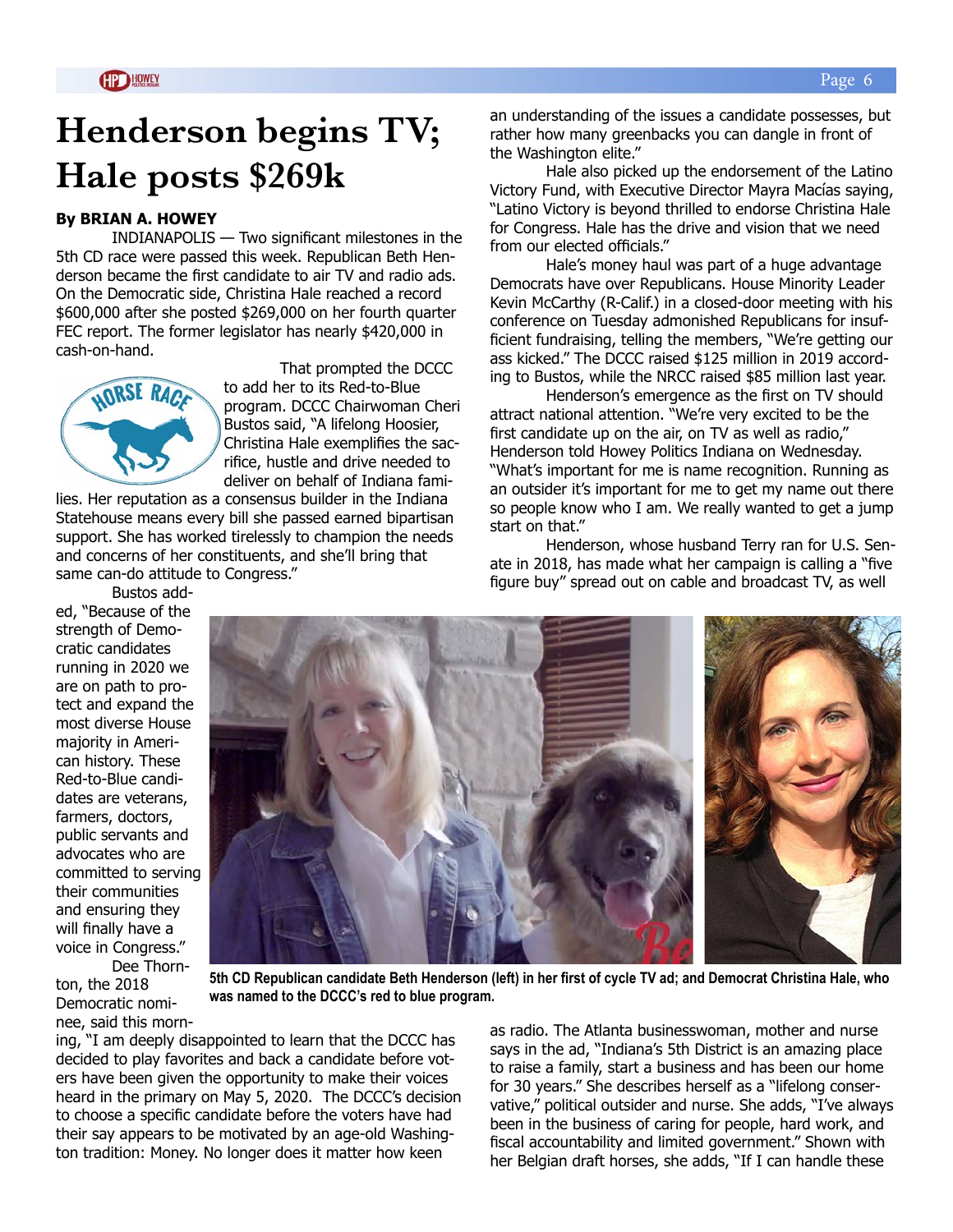# Henderson begins TV; Hale posts $269k

**By BRIAN A. HOWEY**

INDIANAPOLIS — Two significant milestones in the 5th CD race were passed this week. Republican Beth Henderson became the first candidate to air TV and radio ads. On the Democratic side, Christina Hale reached a record $600,000 after she posted $269,000 on her fourth quarter FEC report. The former legislator has nearly $420,000 in cash-on-hand.

That prompted the DCCC to add her to its Red-to-Blue program. DCCC Chairwoman Cheri Bustos said, "A lifelong Hoosier, Christina Hale exemplifies the sacrifice, hustle and drive needed to deliver on behalf of Indiana families. Her reputation as a consensus builder in the Indiana Statehouse means every bill she passed earned bipartisan support. She has worked tirelessly to champion the needs and concerns of her constituents, and she'll bring that same can-do attitude to Congress."

Bustos added, "Because of the strength of Democratic candidates running in 2020 we are on path to protect and expand the most diverse House majority in American history. These Red-to-Blue candidates are veterans, farmers, doctors, public servants and advocates who are committed to serving their communities and ensuring they will finally have a voice in Congress."

Dee Thornton, the 2018 Democratic nominee, said this morning, "I am deeply disappointed to learn that the DCCC has decided to play favorites and back a candidate before voters have been given the opportunity to make their voices heard in the primary on May 5, 2020. The DCCC's decision to choose a specific candidate before the voters have had their say appears to be motivated by an age-old Washington tradition: Money. No longer does it matter how keen an understanding of the issues a candidate possesses, but rather how many greenbacks you can dangle in front of the Washington elite."

Hale also picked up the endorsement of the Latino Victory Fund, with Executive Director Mayra Macías saying, "Latino Victory is beyond thrilled to endorse Christina Hale for Congress. Hale has the drive and vision that we need from our elected officials."

Hale's money haul was part of a huge advantage Democrats have over Republicans. House Minority Leader Kevin McCarthy (R-Calif.) in a closed-door meeting with his conference on Tuesday admonished Republicans for insufficient fundraising, telling the members, "We're getting our ass kicked." The DCCC raised $125 million in 2019 according to Bustos, while the NRCC raised $85 million last year.

Henderson's emergence as the first on TV should attract national attention. "We're very excited to be the first candidate up on the air, on TV as well as radio," Henderson told Howey Politics Indiana on Wednesday. "What's important for me is name recognition. Running as an outsider it's important for me to get my name out there so people know who I am. We really wanted to get a jump start on that."

Henderson, whose husband Terry ran for U.S. Senate in 2018, has made what her campaign is calling a "five figure buy" spread out on cable and broadcast TV, as well as radio. The Atlanta businesswoman, mother and nurse says in the ad, "Indiana's 5th District is an amazing place to raise a family, start a business and has been our home for 30 years." She describes herself as a "lifelong conservative," political outsider and nurse. She adds, "I've always been in the business of caring for people, hard work, and fiscal accountability and limited government." Shown with her Belgian draft horses, she adds, "If I can handle these

**5th CD Republican candidate Beth Henderson (left) in her first of cycle TV ad; and Democrat Christina Hale, who was named to the DCCC's red to blue program.**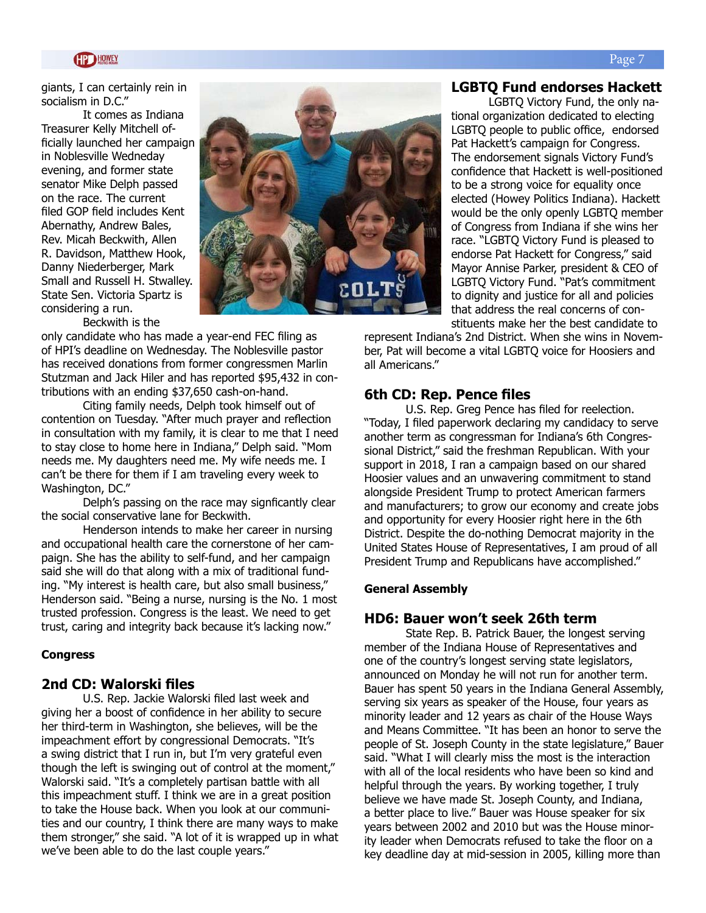giants, I can certainly rein in socialism in D.C."

It comes as Indiana Treasurer Kelly Mitchell officially launched her campaign in Noblesville Wedneday evening, and former state senator Mike Delph passed on the race. The current filed GOP field includes Kent Abernathy, Andrew Bales, Rev. Micah Beckwith, Allen R. Davidson, Matthew Hook, Danny Niederberger, Mark Small and Russell H. Stwalley. State Sen. Victoria Spartz is considering a run.

Beckwith is the only candidate who has made a year-end FEC filing as of HPI's deadline on Wednesday. The Noblesville pastor has received donations from former congressmen Marlin Stutzman and Jack Hiler and has reported $95,432 in contributions with an ending $37,650 cash-on-hand.

Citing family needs, Delph took himself out of contention on Tuesday. "After much prayer and reflection in consultation with my family, it is clear to me that I need to stay close to home here in Indiana," Delph said. "Mom needs me. My daughters need me. My wife needs me. I can't be there for them if I am traveling every week to Washington, DC."

Delph's passing on the race may signficantly clear the social conservative lane for Beckwith.

Henderson intends to make her career in nursing and occupational health care the cornerstone of her campaign. She has the ability to self-fund, and her campaign said she will do that along with a mix of traditional funding. "My interest is health care, but also small business," Henderson said. "Being a nurse, nursing is the No. 1 most trusted profession. Congress is the least. We need to get trust, caring and integrity back because it's lacking now."

**Congress**

## 2nd CD: Walorski files

U.S. Rep. Jackie Walorski filed last week and giving her a boost of confidence in her ability to secure her third-term in Washington, she believes, will be the impeachment effort by congressional Democrats. "It's a swing district that I run in, but I'm very grateful even though the left is swinging out of control at the moment," Walorski said. "It's a completely partisan battle with all this impeachment stuff. I think we are in a great position to take the House back. When you look at our communities and our country, I think there are many ways to make them stronger," she said. "A lot of it is wrapped up in what we've been able to do the last couple years."

## LGBTQ Fund endorses Hackett

LGBTQ Victory Fund, the only national organization dedicated to electing LGBTQ people to public office, endorsed Pat Hackett's campaign for Congress. The endorsement signals Victory Fund's confidence that Hackett is well-positioned to be a strong voice for equality once elected (Howey Politics Indiana). Hackett would be the only openly LGBTQ member of Congress from Indiana if she wins her race. "LGBTQ Victory Fund is pleased to endorse Pat Hackett for Congress," said Mayor Annise Parker, president & CEO of LGBTQ Victory Fund. "Pat's commitment to dignity and justice for all and policies that address the real concerns of constituents make her the best candidate to represent Indiana's 2nd District. When she wins in November, Pat will become a vital LGBTQ voice for Hoosiers and all Americans."

## 6th CD: Rep. Pence files

U.S. Rep. Greg Pence has filed for reelection. "Today, I filed paperwork declaring my candidacy to serve another term as congressman for Indiana's 6th Congressional District," said the freshman Republican. With your support in 2018, I ran a campaign based on our shared Hoosier values and an unwavering commitment to stand alongside President Trump to protect American farmers and manufacturers; to grow our economy and create jobs and opportunity for every Hoosier right here in the 6th District. Despite the do-nothing Democrat majority in the United States House of Representatives, I am proud of all President Trump and Republicans have accomplished."

**General Assembly**

## HD6: Bauer won't seek 26th term

State Rep. B. Patrick Bauer, the longest serving member of the Indiana House of Representatives and one of the country's longest serving state legislators, announced on Monday he will not run for another term. Bauer has spent 50 years in the Indiana General Assembly, serving six years as speaker of the House, four years as minority leader and 12 years as chair of the House Ways and Means Committee. "It has been an honor to serve the people of St. Joseph County in the state legislature," Bauer said. "What I will clearly miss the most is the interaction with all of the local residents who have been so kind and helpful through the years. By working together, I truly believe we have made St. Joseph County, and Indiana, a better place to live." Bauer was House speaker for six years between 2002 and 2010 but was the House minority leader when Democrats refused to take the floor on a key deadline day at mid-session in 2005, killing more than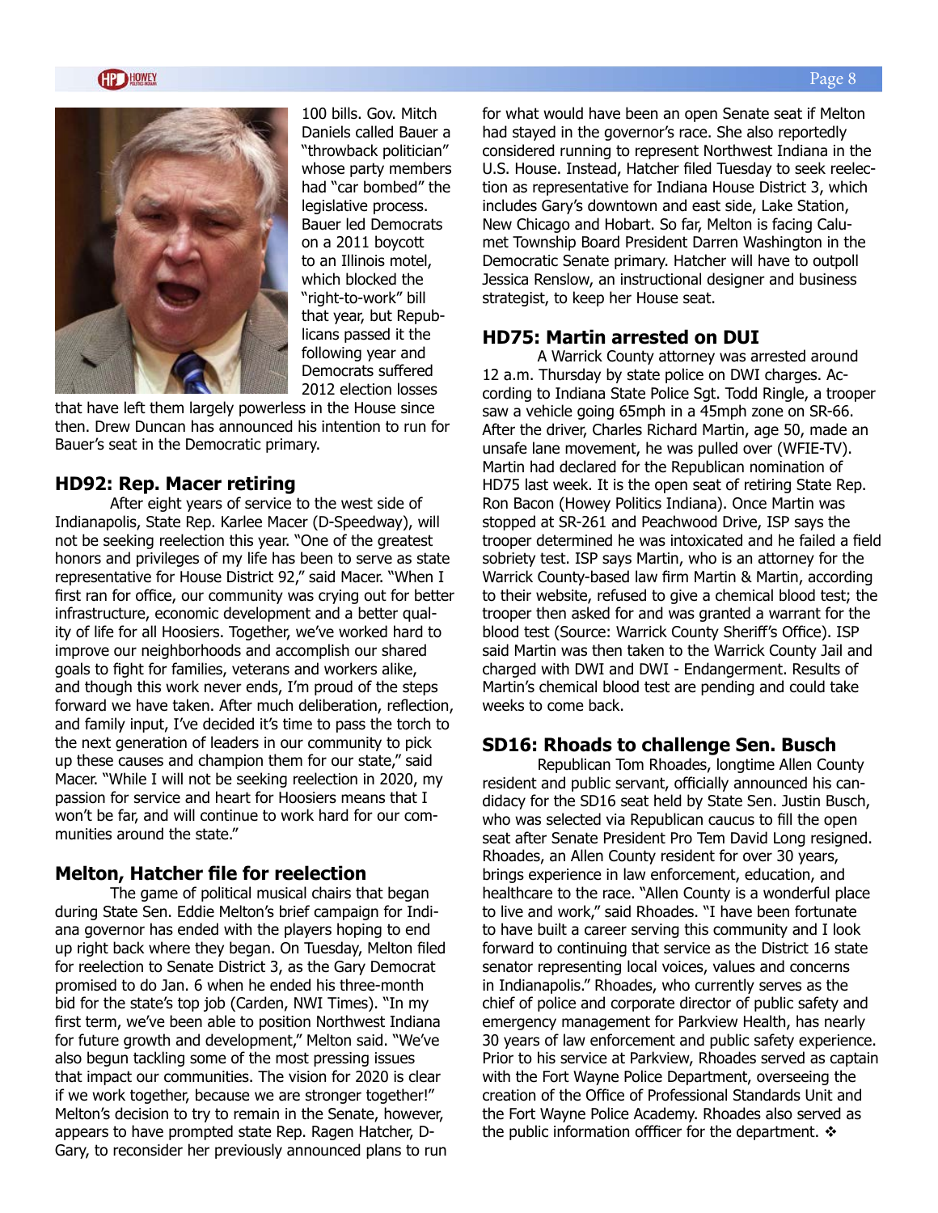100 bills. Gov. Mitch Daniels called Bauer a "throwback politician" whose party members had "car bombed" the legislative process. Bauer led Democrats on a 2011 boycott to an Illinois motel, which blocked the "right-to-work" bill that year, but Republicans passed it the following year and Democrats suffered 2012 election losses that have left them largely powerless in the House since then. Drew Duncan has announced his intention to run for Bauer's seat in the Democratic primary.

### HD92: Rep. Macer retiring

After eight years of service to the west side of Indianapolis, State Rep. Karlee Macer (D-Speedway), will not be seeking reelection this year. "One of the greatest honors and privileges of my life has been to serve as state representative for House District 92," said Macer. "When I first ran for office, our community was crying out for better infrastructure, economic development and a better quality of life for all Hoosiers. Together, we've worked hard to improve our neighborhoods and accomplish our shared goals to fight for families, veterans and workers alike, and though this work never ends, I'm proud of the steps forward we have taken. After much deliberation, reflection, and family input, I've decided it's time to pass the torch to the next generation of leaders in our community to pick up these causes and champion them for our state," said Macer. "While I will not be seeking reelection in 2020, my passion for service and heart for Hoosiers means that I won't be far, and will continue to work hard for our communities around the state."

### Melton, Hatcher file for reelection

The game of political musical chairs that began during State Sen. Eddie Melton's brief campaign for Indiana governor has ended with the players hoping to end up right back where they began. On Tuesday, Melton filed for reelection to Senate District 3, as the Gary Democrat promised to do Jan. 6 when he ended his three-month bid for the state's top job (Carden, NWI Times). "In my first term, we've been able to position Northwest Indiana for future growth and development," Melton said. "We've also begun tackling some of the most pressing issues that impact our communities. The vision for 2020 is clear if we work together, because we are stronger together!" Melton's decision to try to remain in the Senate, however, appears to have prompted state Rep. Ragen Hatcher, D-Gary, to reconsider her previously announced plans to run for what would have been an open Senate seat if Melton had stayed in the governor's race. She also reportedly considered running to represent Northwest Indiana in the U.S. House. Instead, Hatcher filed Tuesday to seek reelection as representative for Indiana House District 3, which includes Gary's downtown and east side, Lake Station, New Chicago and Hobart. So far, Melton is facing Calumet Township Board President Darren Washington in the Democratic Senate primary. Hatcher will have to outpoll Jessica Renslow, an instructional designer and business strategist, to keep her House seat.

### HD75: Martin arrested on DUI

A Warrick County attorney was arrested around 12 a.m. Thursday by state police on DWI charges. According to Indiana State Police Sgt. Todd Ringle, a trooper saw a vehicle going 65mph in a 45mph zone on SR-66. After the driver, Charles Richard Martin, age 50, made an unsafe lane movement, he was pulled over (WFIE-TV). Martin had declared for the Republican nomination of HD75 last week. It is the open seat of retiring State Rep. Ron Bacon (Howey Politics Indiana). Once Martin was stopped at SR-261 and Peachwood Drive, ISP says the trooper determined he was intoxicated and he failed a field sobriety test. ISP says Martin, who is an attorney for the Warrick County-based law firm Martin & Martin, according to their website, refused to give a chemical blood test; the trooper then asked for and was granted a warrant for the blood test (Source: Warrick County Sheriff's Office). ISP said Martin was then taken to the Warrick County Jail and charged with DWI and DWI - Endangerment. Results of Martin's chemical blood test are pending and could take weeks to come back.

### SD16: Rhoads to challenge Sen. Busch

Republican Tom Rhoades, longtime Allen County resident and public servant, officially announced his candidacy for the SD16 seat held by State Sen. Justin Busch, who was selected via Republican caucus to fill the open seat after Senate President Pro Tem David Long resigned. Rhoades, an Allen County resident for over 30 years, brings experience in law enforcement, education, and healthcare to the race. "Allen County is a wonderful place to live and work," said Rhoades. "I have been fortunate to have built a career serving this community and I look forward to continuing that service as the District 16 state senator representing local voices, values and concerns in Indianapolis." Rhoades, who currently serves as the chief of police and corporate director of public safety and emergency management for Parkview Health, has nearly 30 years of law enforcement and public safety experience. Prior to his service at Parkview, Rhoades served as captain with the Fort Wayne Police Department, overseeing the creation of the Office of Professional Standards Unit and the Fort Wayne Police Academy. Rhoades also served as the public information offficer for the department. ❖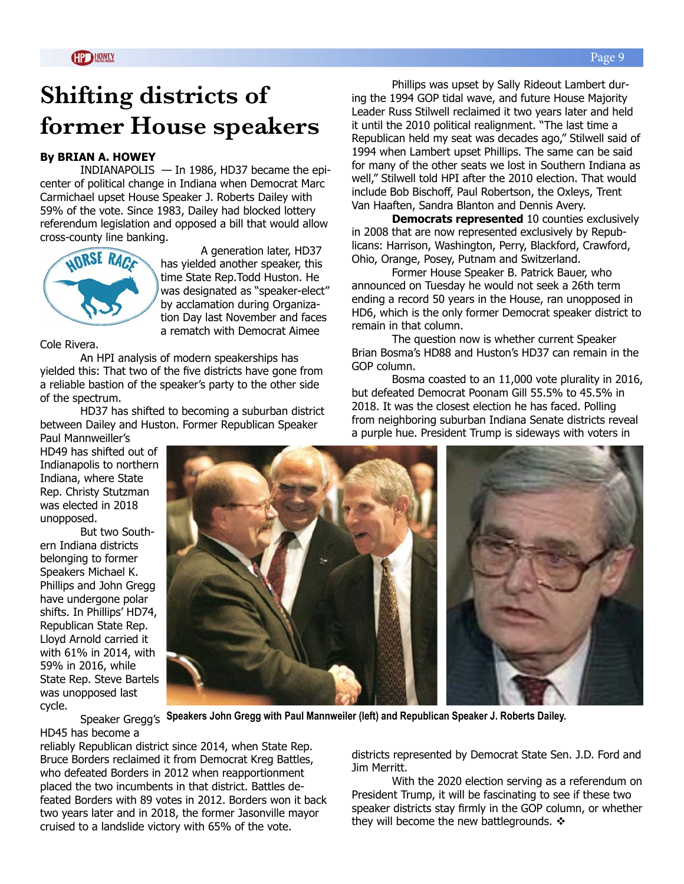# Shifting districts of former House speakers

**By BRIAN A. HOWEY**

INDIANAPOLIS — In 1986, HD37 became the epicenter of political change in Indiana when Democrat Marc Carmichael upset House Speaker J. Roberts Dailey with 59% of the vote. Since 1983, Dailey had blocked lottery referendum legislation and opposed a bill that would allow cross-county line banking.

A generation later, HD37 has yielded another speaker, this time State Rep.Todd Huston. He was designated as "speaker-elect" by acclamation during Organization Day last November and faces a rematch with Democrat Aimee Cole Rivera.

An HPI analysis of modern speakerships has yielded this: That two of the five districts have gone from a reliable bastion of the speaker's party to the other side of the spectrum.

HD37 has shifted to becoming a suburban district between Dailey and Huston. Former Republican Speaker Paul Mannweiller's HD49 has shifted out of Indianapolis to northern Indiana, where State Rep. Christy Stutzman was elected in 2018 unopposed.

But two Southern Indiana districts belonging to former Speakers Michael K. Phillips and John Gregg have undergone polar shifts. In Phillips' HD74, Republican State Rep. Lloyd Arnold carried it with 61% in 2014, with 59% in 2016, while State Rep. Steve Bartels was unopposed last cycle.

Speaker Gregg's HD45 has become a reliably Republican district since 2014, when State Rep. Bruce Borders reclaimed it from Democrat Kreg Battles, who defeated Borders in 2012 when reapportionment placed the two incumbents in that district. Battles defeated Borders with 89 votes in 2012. Borders won it back two years later and in 2018, the former Jasonville mayor cruised to a landslide victory with 65% of the vote.

Phillips was upset by Sally Rideout Lambert during the 1994 GOP tidal wave, and future House Majority Leader Russ Stilwell reclaimed it two years later and held it until the 2010 political realignment. "The last time a Republican held my seat was decades ago," Stilwell said of 1994 when Lambert upset Phillips. The same can be said for many of the other seats we lost in Southern Indiana as well," Stilwell told HPI after the 2010 election. That would include Bob Bischoff, Paul Robertson, the Oxleys, Trent Van Haaften, Sandra Blanton and Dennis Avery.

**Democrats represented** 10 counties exclusively in 2008 that are now represented exclusively by Republicans: Harrison, Washington, Perry, Blackford, Crawford, Ohio, Orange, Posey, Putnam and Switzerland.

Former House Speaker B. Patrick Bauer, who announced on Tuesday he would not seek a 26th term ending a record 50 years in the House, ran unopposed in HD6, which is the only former Democrat speaker district to remain in that column.

The question now is whether current Speaker Brian Bosma's HD88 and Huston's HD37 can remain in the GOP column.

Bosma coasted to an 11,000 vote plurality in 2016, but defeated Democrat Poonam Gill 55.5% to 45.5% in 2018. It was the closest election he has faced. Polling from neighboring suburban Indiana Senate districts reveal a purple hue. President Trump is sideways with voters in districts represented by Democrat State Sen. J.D. Ford and Jim Merritt.

With the 2020 election serving as a referendum on President Trump, it will be fascinating to see if these two speaker districts stay firmly in the GOP column, or whether they will become the new battlegrounds. ❖

**Speakers John Gregg with Paul Mannweiler (left) and Republican Speaker J. Roberts Dailey.**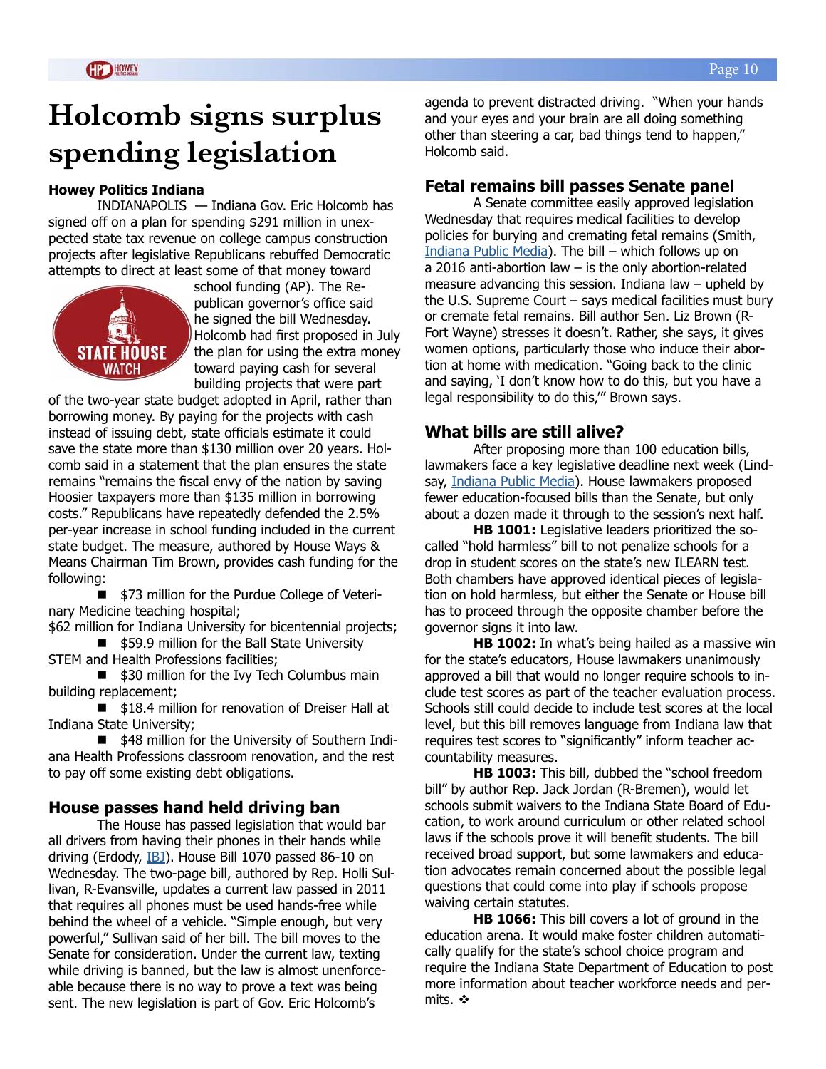# Holcomb signs surplus spending legislation

**Howey Politics Indiana**

INDIANAPOLIS — Indiana Gov. Eric Holcomb has signed off on a plan for spending $291 million in unexpected state tax revenue on college campus construction projects after legislative Republicans rebuffed Democratic attempts to direct at least some of that money toward school funding (AP). The Republican governor's office said he signed the bill Wednesday. Holcomb had first proposed in July the plan for using the extra money toward paying cash for several building projects that were part of the two-year state budget adopted in April, rather than borrowing money. By paying for the projects with cash instead of issuing debt, state officials estimate it could save the state more than $130 million over 20 years. Holcomb said in a statement that the plan ensures the state remains "remains the fiscal envy of the nation by saving Hoosier taxpayers more than $135 million in borrowing costs." Republicans have repeatedly defended the 2.5% per-year increase in school funding included in the current state budget. The measure, authored by House Ways & Means Chairman Tim Brown, provides cash funding for the following:

- $73 million for the Purdue College of Veterinary Medicine teaching hospital;

$62 million for Indiana University for bicentennial projects;

- $59.9 million for the Ball State University STEM and Health Professions facilities;
- $30 million for the Ivy Tech Columbus main building replacement;
- $18.4 million for renovation of Dreiser Hall at Indiana State University;
- $48 million for the University of Southern Indiana Health Professions classroom renovation, and the rest to pay off some existing debt obligations.

## House passes hand held driving ban

The House has passed legislation that would bar all drivers from having their phones in their hands while driving (Erdody, IBJ). House Bill 1070 passed 86-10 on Wednesday. The two-page bill, authored by Rep. Holli Sullivan, R-Evansville, updates a current law passed in 2011 that requires all phones must be used hands-free while behind the wheel of a vehicle. "Simple enough, but very powerful," Sullivan said of her bill. The bill moves to the Senate for consideration. Under the current law, texting while driving is banned, but the law is almost unenforceable because there is no way to prove a text was being sent. The new legislation is part of Gov. Eric Holcomb's agenda to prevent distracted driving. "When your hands and your eyes and your brain are all doing something other than steering a car, bad things tend to happen," Holcomb said.

## Fetal remains bill passes Senate panel

A Senate committee easily approved legislation Wednesday that requires medical facilities to develop policies for burying and cremating fetal remains (Smith, Indiana Public Media). The bill – which follows up on a 2016 anti-abortion law – is the only abortion-related measure advancing this session. Indiana law – upheld by the U.S. Supreme Court – says medical facilities must bury or cremate fetal remains. Bill author Sen. Liz Brown (R-Fort Wayne) stresses it doesn't. Rather, she says, it gives women options, particularly those who induce their abortion at home with medication. "Going back to the clinic and saying, 'I don't know how to do this, but you have a legal responsibility to do this,'" Brown says.

## What bills are still alive?

After proposing more than 100 education bills, lawmakers face a key legislative deadline next week (Lindsay, Indiana Public Media). House lawmakers proposed fewer education-focused bills than the Senate, but only about a dozen made it through to the session's next half.

**HB 1001:** Legislative leaders prioritized the so-called "hold harmless" bill to not penalize schools for a drop in student scores on the state's new ILEARN test. Both chambers have approved identical pieces of legislation on hold harmless, but either the Senate or House bill has to proceed through the opposite chamber before the governor signs it into law.

**HB 1002:** In what's being hailed as a massive win for the state's educators, House lawmakers unanimously approved a bill that would no longer require schools to include test scores as part of the teacher evaluation process. Schools still could decide to include test scores at the local level, but this bill removes language from Indiana law that requires test scores to "significantly" inform teacher accountability measures.

**HB 1003:** This bill, dubbed the "school freedom bill" by author Rep. Jack Jordan (R-Bremen), would let schools submit waivers to the Indiana State Board of Education, to work around curriculum or other related school laws if the schools prove it will benefit students. The bill received broad support, but some lawmakers and education advocates remain concerned about the possible legal questions that could come into play if schools propose waiving certain statutes.

**HB 1066:** This bill covers a lot of ground in the education arena. It would make foster children automatically qualify for the state's school choice program and require the Indiana State Department of Education to post more information about teacher workforce needs and permits. ❖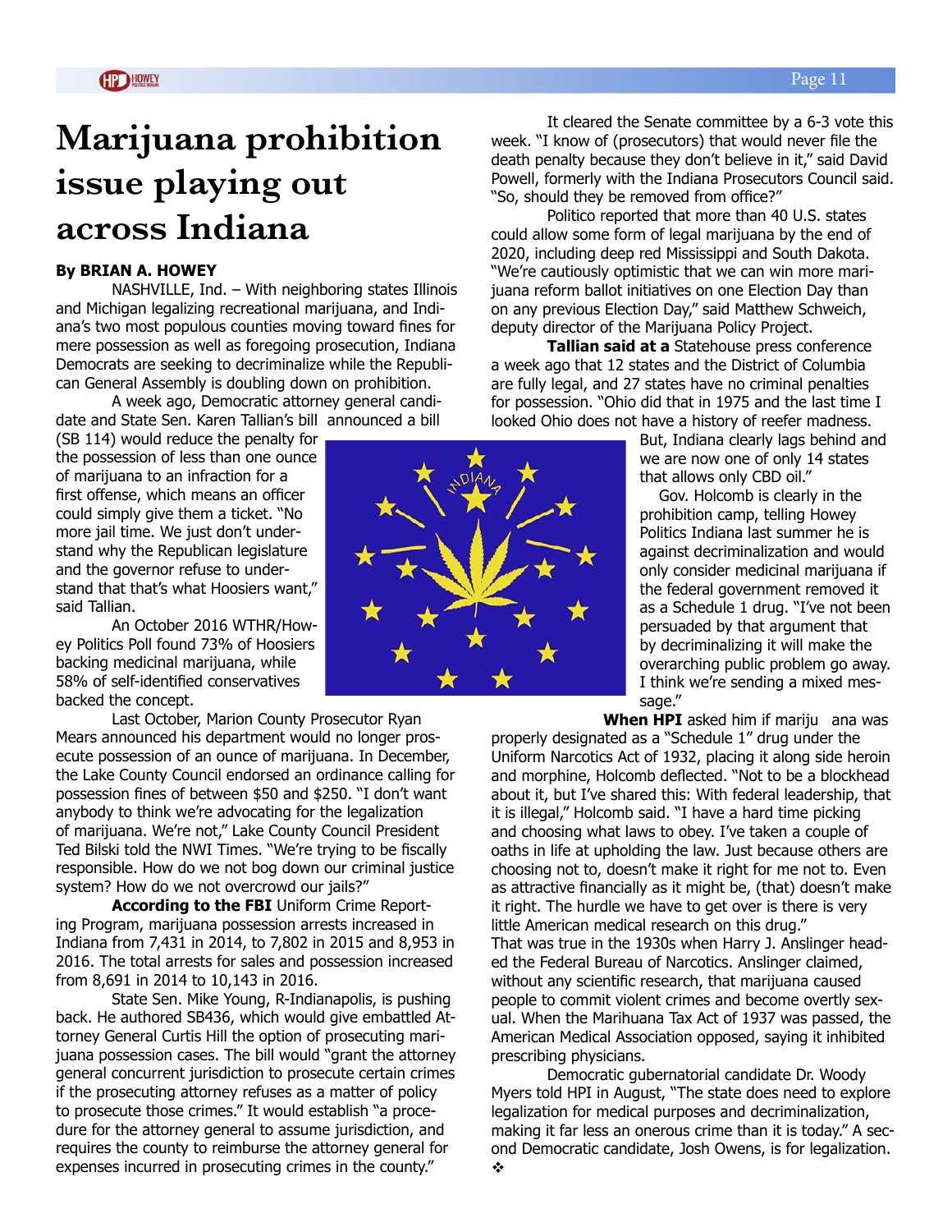# Marijuana prohibition issue playing out across Indiana

**By BRIAN A. HOWEY**

NASHVILLE, Ind. – With neighboring states Illinois and Michigan legalizing recreational marijuana, and Indiana's two most populous counties moving toward fines for mere possession as well as foregoing prosecution, Indiana Democrats are seeking to decriminalize while the Republican General Assembly is doubling down on prohibition.

A week ago, Democratic attorney general candidate and State Sen. Karen Tallian's bill announced a bill (SB 114) would reduce the penalty for the possession of less than one ounce of marijuana to an infraction for a first offense, which means an officer could simply give them a ticket. "No more jail time. We just don't understand why the Republican legislature and the governor refuse to understand that that's what Hoosiers want," said Tallian.

An October 2016 WTHR/Howey Politics Poll found 73% of Hoosiers backing medicinal marijuana, while 58% of self-identified conservatives backed the concept.

Last October, Marion County Prosecutor Ryan Mears announced his department would no longer prosecute possession of an ounce of marijuana. In December, the Lake County Council endorsed an ordinance calling for possession fines of between $50 and $250. "I don't want anybody to think we're advocating for the legalization of marijuana. We're not," Lake County Council President Ted Bilski told the NWI Times. "We're trying to be fiscally responsible. How do we not bog down our criminal justice system? How do we not overcrowd our jails?"

**According to the FBI** Uniform Crime Reporting Program, marijuana possession arrests increased in Indiana from 7,431 in 2014, to 7,802 in 2015 and 8,953 in 2016. The total arrests for sales and possession increased from 8,691 in 2014 to 10,143 in 2016.

State Sen. Mike Young, R-Indianapolis, is pushing back. He authored SB436, which would give embattled Attorney General Curtis Hill the option of prosecuting marijuana possession cases. The bill would "grant the attorney general concurrent jurisdiction to prosecute certain crimes if the prosecuting attorney refuses as a matter of policy to prosecute those crimes." It would establish "a procedure for the attorney general to assume jurisdiction, and requires the county to reimburse the attorney general for expenses incurred in prosecuting crimes in the county."

It cleared the Senate committee by a 6-3 vote this week. "I know of (prosecutors) that would never file the death penalty because they don't believe in it," said David Powell, formerly with the Indiana Prosecutors Council said. "So, should they be removed from office?"

Politico reported that more than 40 U.S. states could allow some form of legal marijuana by the end of 2020, including deep red Mississippi and South Dakota. "We're cautiously optimistic that we can win more marijuana reform ballot initiatives on one Election Day than on any previous Election Day," said Matthew Schweich, deputy director of the Marijuana Policy Project.

**Tallian said at a** Statehouse press conference a week ago that 12 states and the District of Columbia are fully legal, and 27 states have no criminal penalties for possession. "Ohio did that in 1975 and the last time I looked Ohio does not have a history of reefer madness. But, Indiana clearly lags behind and we are now one of only 14 states that allows only CBD oil."

Gov. Holcomb is clearly in the prohibition camp, telling Howey Politics Indiana last summer he is against decriminalization and would only consider medicinal marijuana if the federal government removed it as a Schedule 1 drug. "I've not been persuaded by that argument that by decriminalizing it will make the overarching public problem go away. I think we're sending a mixed message."

**When HPI** asked him if mariju ana was properly designated as a "Schedule 1" drug under the Uniform Narcotics Act of 1932, placing it along side heroin and morphine, Holcomb deflected. "Not to be a blockhead about it, but I've shared this: With federal leadership, that it is illegal," Holcomb said. "I have a hard time picking and choosing what laws to obey. I've taken a couple of oaths in life at upholding the law. Just because others are choosing not to, doesn't make it right for me not to. Even as attractive financially as it might be, (that) doesn't make it right. The hurdle we have to get over is there is very little American medical research on this drug."

That was true in the 1930s when Harry J. Anslinger headed the Federal Bureau of Narcotics. Anslinger claimed, without any scientific research, that marijuana caused people to commit violent crimes and become overtly sexual. When the Marihuana Tax Act of 1937 was passed, the American Medical Association opposed, saying it inhibited prescribing physicians.

Democratic gubernatorial candidate Dr. Woody Myers told HPI in August, "The state does need to explore legalization for medical purposes and decriminalization, making it far less an onerous crime than it is today." A second Democratic candidate, Josh Owens, is for legalization. ❖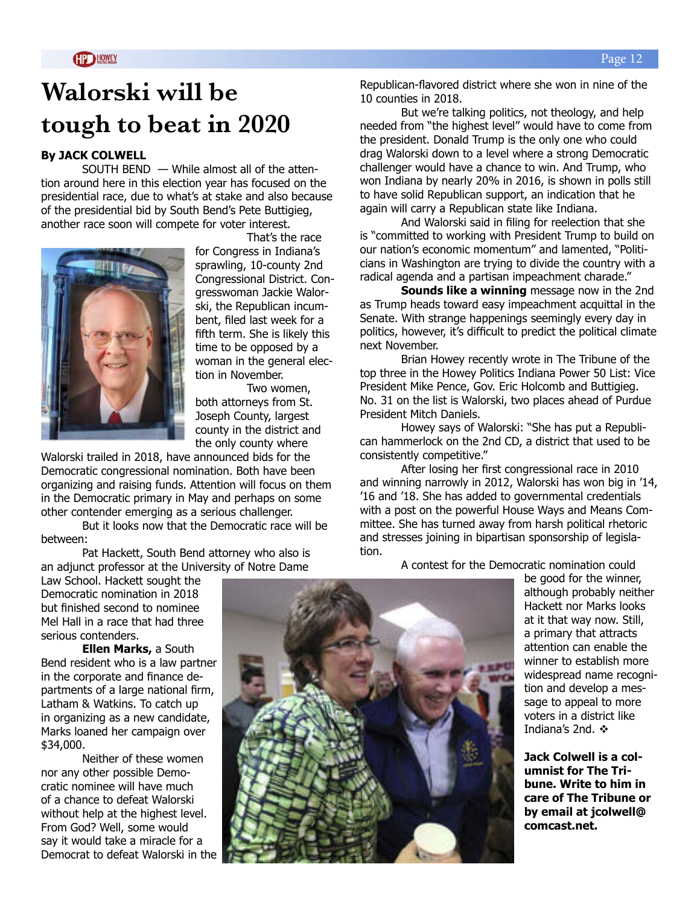# Walorski will be tough to beat in 2020

**By JACK COLWELL**

SOUTH BEND — While almost all of the attention around here in this election year has focused on the presidential race, due to what's at stake and also because of the presidential bid by South Bend's Pete Buttigieg, another race soon will compete for voter interest.

That's the race for Congress in Indiana's sprawling, 10-county 2nd Congressional District. Congresswoman Jackie Walorski, the Republican incumbent, filed last week for a fifth term. She is likely this time to be opposed by a woman in the general election in November.

Two women, both attorneys from St. Joseph County, largest county in the district and the only county where Walorski trailed in 2018, have announced bids for the Democratic congressional nomination. Both have been organizing and raising funds. Attention will focus on them in the Democratic primary in May and perhaps on some other contender emerging as a serious challenger.

But it looks now that the Democratic race will be between:

Pat Hackett, South Bend attorney who also is an adjunct professor at the University of Notre Dame Law School. Hackett sought the Democratic nomination in 2018 but finished second to nominee Mel Hall in a race that had three serious contenders.

**Ellen Marks,** a South Bend resident who is a law partner in the corporate and finance departments of a large national firm, Latham & Watkins. To catch up in organizing as a new candidate, Marks loaned her campaign over $34,000.

Neither of these women nor any other possible Democratic nominee will have much of a chance to defeat Walorski without help at the highest level. From God? Well, some would say it would take a miracle for a Democrat to defeat Walorski in the Republican-flavored district where she won in nine of the 10 counties in 2018.

But we're talking politics, not theology, and help needed from "the highest level" would have to come from the president. Donald Trump is the only one who could drag Walorski down to a level where a strong Democratic challenger would have a chance to win. And Trump, who won Indiana by nearly 20% in 2016, is shown in polls still to have solid Republican support, an indication that he again will carry a Republican state like Indiana.

And Walorski said in filing for reelection that she is "committed to working with President Trump to build on our nation's economic momentum" and lamented, "Politicians in Washington are trying to divide the country with a radical agenda and a partisan impeachment charade."

**Sounds like a winning** message now in the 2nd as Trump heads toward easy impeachment acquittal in the Senate. With strange happenings seemingly every day in politics, however, it's difficult to predict the political climate next November.

Brian Howey recently wrote in The Tribune of the top three in the Howey Politics Indiana Power 50 List: Vice President Mike Pence, Gov. Eric Holcomb and Buttigieg. No. 31 on the list is Walorski, two places ahead of Purdue President Mitch Daniels.

Howey says of Walorski: "She has put a Republican hammerlock on the 2nd CD, a district that used to be consistently competitive."

After losing her first congressional race in 2010 and winning narrowly in 2012, Walorski has won big in '14, '16 and '18. She has added to governmental credentials with a post on the powerful House Ways and Means Committee. She has turned away from harsh political rhetoric and stresses joining in bipartisan sponsorship of legislation.

A contest for the Democratic nomination could be good for the winner, although probably neither Hackett nor Marks looks at it that way now. Still, a primary that attracts attention can enable the winner to establish more widespread name recognition and develop a message to appeal to more voters in a district like Indiana's 2nd. ❖

**Jack Colwell is a columnist for The Tribune. Write to him in care of The Tribune or by email at jcolwell@comcast.net.**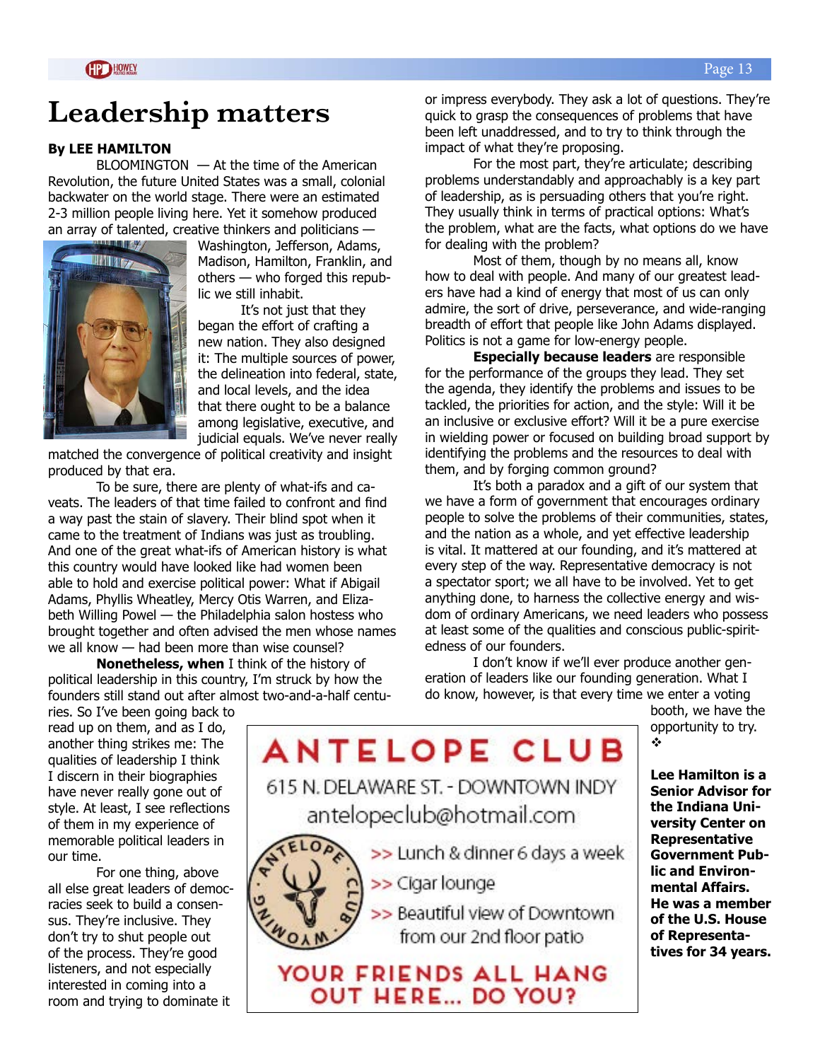# Leadership matters

**By LEE HAMILTON**

BLOOMINGTON — At the time of the American Revolution, the future United States was a small, colonial backwater on the world stage. There were an estimated 2-3 million people living here. Yet it somehow produced an array of talented, creative thinkers and politicians — Washington, Jefferson, Adams, Madison, Hamilton, Franklin, and others — who forged this republic we still inhabit.

It's not just that they began the effort of crafting a new nation. They also designed it: The multiple sources of power, the delineation into federal, state, and local levels, and the idea that there ought to be a balance among legislative, executive, and judicial equals. We've never really matched the convergence of political creativity and insight produced by that era.

To be sure, there are plenty of what-ifs and caveats. The leaders of that time failed to confront and find a way past the stain of slavery. Their blind spot when it came to the treatment of Indians was just as troubling. And one of the great what-ifs of American history is what this country would have looked like had women been able to hold and exercise political power: What if Abigail Adams, Phyllis Wheatley, Mercy Otis Warren, and Elizabeth Willing Powel — the Philadelphia salon hostess who brought together and often advised the men whose names we all know — had been more than wise counsel?

**Nonetheless, when** I think of the history of political leadership in this country, I'm struck by how the founders still stand out after almost two-and-a-half centuries. So I've been going back to read up on them, and as I do, another thing strikes me: The qualities of leadership I think I discern in their biographies have never really gone out of style. At least, I see reflections of them in my experience of memorable political leaders in our time.

For one thing, above all else great leaders of democracies seek to build a consensus. They're inclusive. They don't try to shut people out of the process. They're good listeners, and not especially interested in coming into a room and trying to dominate it or impress everybody. They ask a lot of questions. They're quick to grasp the consequences of problems that have been left unaddressed, and to try to think through the impact of what they're proposing.

For the most part, they're articulate; describing problems understandably and approachably is a key part of leadership, as is persuading others that you're right. They usually think in terms of practical options: What's the problem, what are the facts, what options do we have for dealing with the problem?

Most of them, though by no means all, know how to deal with people. And many of our greatest leaders have had a kind of energy that most of us can only admire, the sort of drive, perseverance, and wide-ranging breadth of effort that people like John Adams displayed. Politics is not a game for low-energy people.

**Especially because leaders** are responsible for the performance of the groups they lead. They set the agenda, they identify the problems and issues to be tackled, the priorities for action, and the style: Will it be an inclusive or exclusive effort? Will it be a pure exercise in wielding power or focused on building broad support by identifying the problems and the resources to deal with them, and by forging common ground?

It's both a paradox and a gift of our system that we have a form of government that encourages ordinary people to solve the problems of their communities, states, and the nation as a whole, and yet effective leadership is vital. It mattered at our founding, and it's mattered at every step of the way. Representative democracy is not a spectator sport; we all have to be involved. Yet to get anything done, to harness the collective energy and wisdom of ordinary Americans, we need leaders who possess at least some of the qualities and conscious public-spiritedness of our founders.

I don't know if we'll ever produce another generation of leaders like our founding generation. What I do know, however, is that every time we enter a voting booth, we have the opportunity to try. ❖

**Lee Hamilton is a Senior Advisor for the Indiana University Center on Representative Government Public and Environmental Affairs. He was a member of the U.S. House of Representatives for 34 years.**

---

**ANTELOPE CLUB**

615 N. DELAWARE ST. - DOWNTOWN INDY

antelopeclub@hotmail.com

>> Lunch & dinner 6 days a week

>> Cigar lounge

>> Beautiful view of Downtown from our 2nd floor patio

**YOUR FRIENDS ALL HANG OUT HERE... DO YOU?**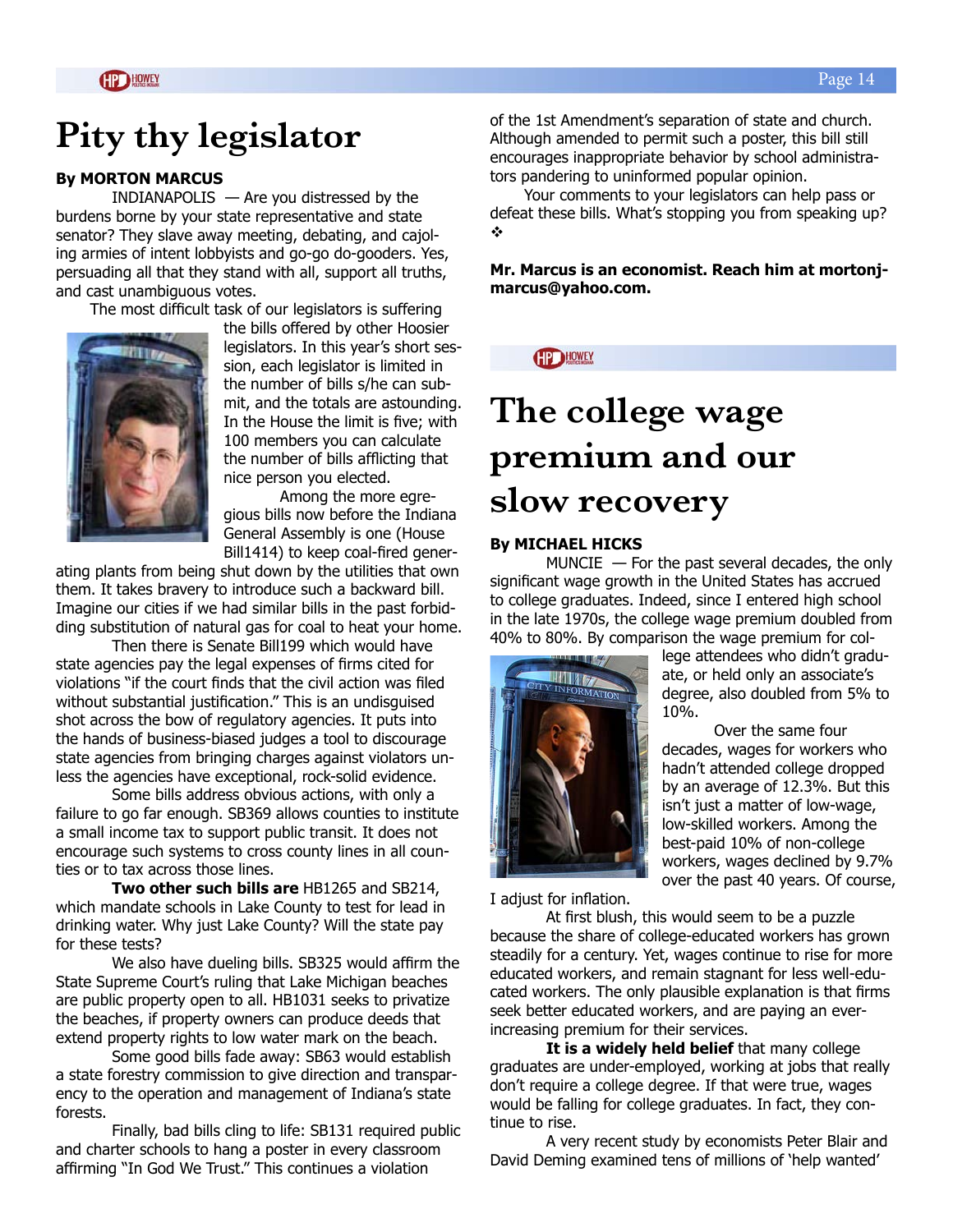# Pity thy legislator

**By MORTON MARCUS**

INDIANAPOLIS — Are you distressed by the burdens borne by your state representative and state senator? They slave away meeting, debating, and cajoling armies of intent lobbyists and go-go do-gooders. Yes, persuading all that they stand with all, support all truths, and cast unambiguous votes.

The most difficult task of our legislators is suffering the bills offered by other Hoosier legislators. In this year's short session, each legislator is limited in the number of bills s/he can submit, and the totals are astounding. In the House the limit is five; with 100 members you can calculate the number of bills afflicting that nice person you elected.

Among the more egregious bills now before the Indiana General Assembly is one (House Bill1414) to keep coal-fired generating plants from being shut down by the utilities that own them. It takes bravery to introduce such a backward bill. Imagine our cities if we had similar bills in the past forbidding substitution of natural gas for coal to heat your home.

Then there is Senate Bill199 which would have state agencies pay the legal expenses of firms cited for violations "if the court finds that the civil action was filed without substantial justification." This is an undisguised shot across the bow of regulatory agencies. It puts into the hands of business-biased judges a tool to discourage state agencies from bringing charges against violators unless the agencies have exceptional, rock-solid evidence.

Some bills address obvious actions, with only a failure to go far enough. SB369 allows counties to institute a small income tax to support public transit. It does not encourage such systems to cross county lines in all counties or to tax across those lines.

**Two other such bills are** HB1265 and SB214, which mandate schools in Lake County to test for lead in drinking water. Why just Lake County? Will the state pay for these tests?

We also have dueling bills. SB325 would affirm the State Supreme Court's ruling that Lake Michigan beaches are public property open to all. HB1031 seeks to privatize the beaches, if property owners can produce deeds that extend property rights to low water mark on the beach.

Some good bills fade away: SB63 would establish a state forestry commission to give direction and transparency to the operation and management of Indiana's state forests.

Finally, bad bills cling to life: SB131 required public and charter schools to hang a poster in every classroom affirming "In God We Trust." This continues a violation of the 1st Amendment's separation of state and church. Although amended to permit such a poster, this bill still encourages inappropriate behavior by school administrators pandering to uninformed popular opinion.

Your comments to your legislators can help pass or defeat these bills. What's stopping you from speaking up? ❖

**Mr. Marcus is an economist. Reach him at mortonjmarcus@yahoo.com.**

# The college wage premium and our slow recovery

**By MICHAEL HICKS**

MUNCIE — For the past several decades, the only significant wage growth in the United States has accrued to college graduates. Indeed, since I entered high school in the late 1970s, the college wage premium doubled from 40% to 80%. By comparison the wage premium for college attendees who didn't graduate, or held only an associate's degree, also doubled from 5% to 10%.

Over the same four decades, wages for workers who hadn't attended college dropped by an average of 12.3%. But this isn't just a matter of low-wage, low-skilled workers. Among the best-paid 10% of non-college workers, wages declined by 9.7% over the past 40 years. Of course, I adjust for inflation.

At first blush, this would seem to be a puzzle because the share of college-educated workers has grown steadily for a century. Yet, wages continue to rise for more educated workers, and remain stagnant for less well-educated workers. The only plausible explanation is that firms seek better educated workers, and are paying an ever-increasing premium for their services.

**It is a widely held belief** that many college graduates are under-employed, working at jobs that really don't require a college degree. If that were true, wages would be falling for college graduates. In fact, they continue to rise.

A very recent study by economists Peter Blair and David Deming examined tens of millions of 'help wanted'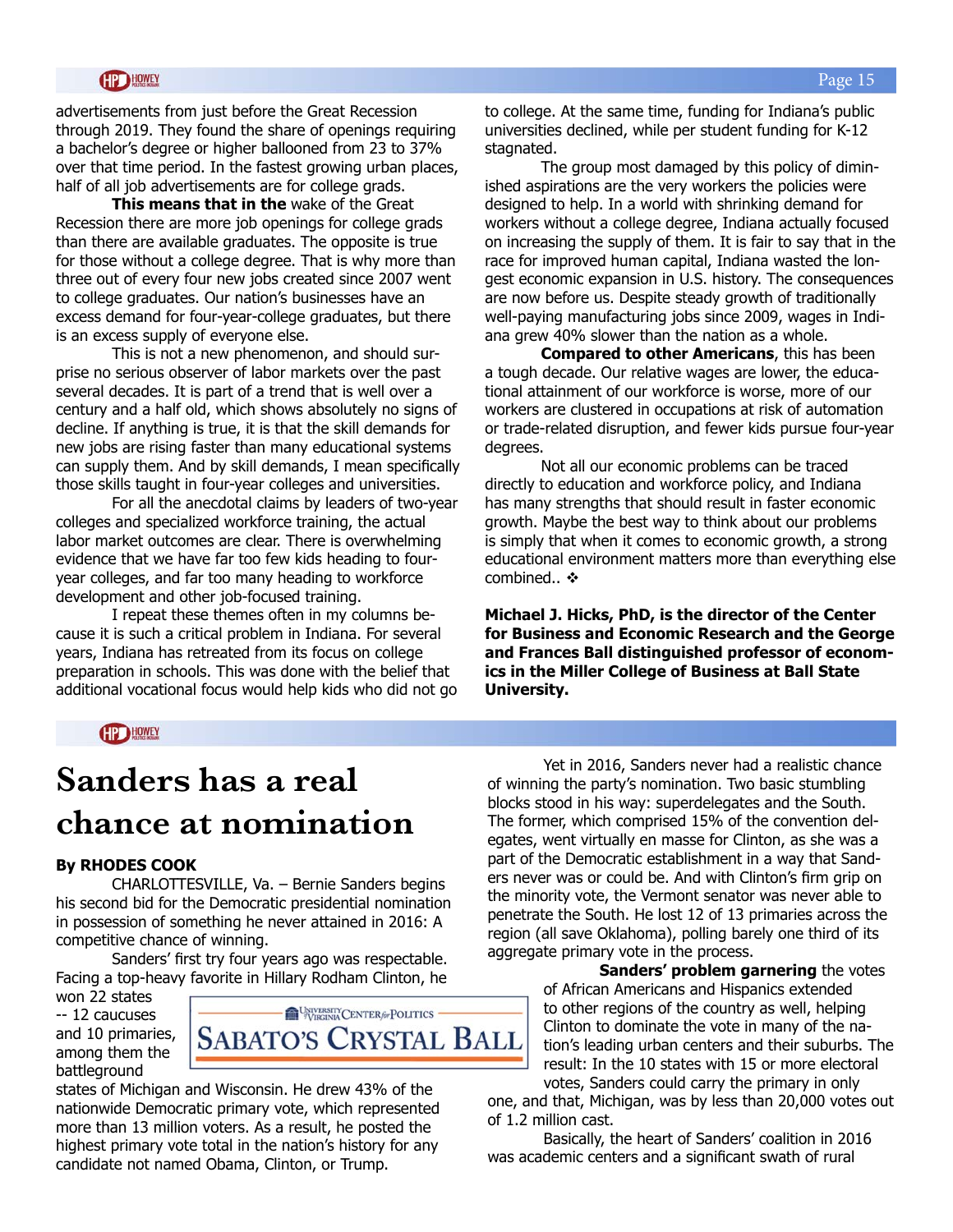advertisements from just before the Great Recession through 2019. They found the share of openings requiring a bachelor's degree or higher ballooned from 23 to 37% over that time period. In the fastest growing urban places, half of all job advertisements are for college grads.

**This means that in the** wake of the Great Recession there are more job openings for college grads than there are available graduates. The opposite is true for those without a college degree. That is why more than three out of every four new jobs created since 2007 went to college graduates. Our nation's businesses have an excess demand for four-year-college graduates, but there is an excess supply of everyone else.

This is not a new phenomenon, and should surprise no serious observer of labor markets over the past several decades. It is part of a trend that is well over a century and a half old, which shows absolutely no signs of decline. If anything is true, it is that the skill demands for new jobs are rising faster than many educational systems can supply them. And by skill demands, I mean specifically those skills taught in four-year colleges and universities.

For all the anecdotal claims by leaders of two-year colleges and specialized workforce training, the actual labor market outcomes are clear. There is overwhelming evidence that we have far too few kids heading to four-year colleges, and far too many heading to workforce development and other job-focused training.

I repeat these themes often in my columns because it is such a critical problem in Indiana. For several years, Indiana has retreated from its focus on college preparation in schools. This was done with the belief that additional vocational focus would help kids who did not go to college. At the same time, funding for Indiana's public universities declined, while per student funding for K-12 stagnated.

The group most damaged by this policy of diminished aspirations are the very workers the policies were designed to help. In a world with shrinking demand for workers without a college degree, Indiana actually focused on increasing the supply of them. It is fair to say that in the race for improved human capital, Indiana wasted the longest economic expansion in U.S. history. The consequences are now before us. Despite steady growth of traditionally well-paying manufacturing jobs since 2009, wages in Indiana grew 40% slower than the nation as a whole.

**Compared to other Americans**, this has been a tough decade. Our relative wages are lower, the educational attainment of our workforce is worse, more of our workers are clustered in occupations at risk of automation or trade-related disruption, and fewer kids pursue four-year degrees.

Not all our economic problems can be traced directly to education and workforce policy, and Indiana has many strengths that should result in faster economic growth. Maybe the best way to think about our problems is simply that when it comes to economic growth, a strong educational environment matters more than everything else combined.. ❖

**Michael J. Hicks, PhD, is the director of the Center for Business and Economic Research and the George and Frances Ball distinguished professor of economics in the Miller College of Business at Ball State University.**

# Sanders has a real chance at nomination

**By RHODES COOK**

Sabato's Crystal Ball — University of Virginia Center for Politics

CHARLOTTESVILLE, Va. – Bernie Sanders begins his second bid for the Democratic presidential nomination in possession of something he never attained in 2016: A competitive chance of winning.

Sanders' first try four years ago was respectable. Facing a top-heavy favorite in Hillary Rodham Clinton, he won 22 states -- 12 caucuses and 10 primaries, among them the battleground states of Michigan and Wisconsin. He drew 43% of the nationwide Democratic primary vote, which represented more than 13 million voters. As a result, he posted the highest primary vote total in the nation's history for any candidate not named Obama, Clinton, or Trump.

Yet in 2016, Sanders never had a realistic chance of winning the party's nomination. Two basic stumbling blocks stood in his way: superdelegates and the South. The former, which comprised 15% of the convention delegates, went virtually en masse for Clinton, as she was a part of the Democratic establishment in a way that Sanders never was or could be. And with Clinton's firm grip on the minority vote, the Vermont senator was never able to penetrate the South. He lost 12 of 13 primaries across the region (all save Oklahoma), polling barely one third of its aggregate primary vote in the process.

**Sanders' problem garnering** the votes of African Americans and Hispanics extended to other regions of the country as well, helping Clinton to dominate the vote in many of the nation's leading urban centers and their suburbs. The result: In the 10 states with 15 or more electoral votes, Sanders could carry the primary in only one, and that, Michigan, was by less than 20,000 votes out of 1.2 million cast.

Basically, the heart of Sanders' coalition in 2016 was academic centers and a significant swath of rural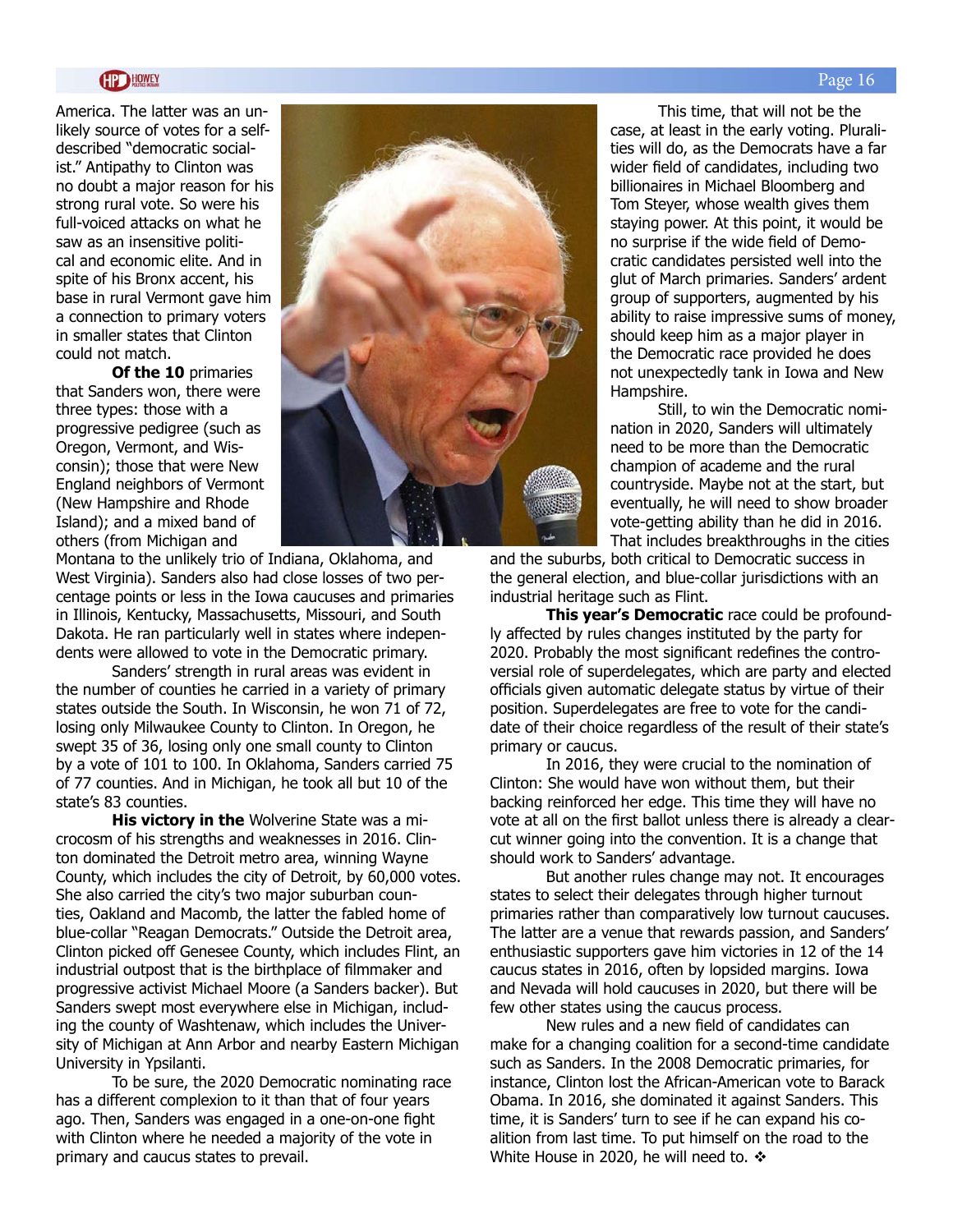America. The latter was an unlikely source of votes for a self-described "democratic socialist." Antipathy to Clinton was no doubt a major reason for his strong rural vote. So were his full-voiced attacks on what he saw as an insensitive political and economic elite. And in spite of his Bronx accent, his base in rural Vermont gave him a connection to primary voters in smaller states that Clinton could not match.

**Of the 10** primaries that Sanders won, there were three types: those with a progressive pedigree (such as Oregon, Vermont, and Wisconsin); those that were New England neighbors of Vermont (New Hampshire and Rhode Island); and a mixed band of others (from Michigan and Montana to the unlikely trio of Indiana, Oklahoma, and West Virginia). Sanders also had close losses of two percentage points or less in the Iowa caucuses and primaries in Illinois, Kentucky, Massachusetts, Missouri, and South Dakota. He ran particularly well in states where independents were allowed to vote in the Democratic primary.

Sanders' strength in rural areas was evident in the number of counties he carried in a variety of primary states outside the South. In Wisconsin, he won 71 of 72, losing only Milwaukee County to Clinton. In Oregon, he swept 35 of 36, losing only one small county to Clinton by a vote of 101 to 100. In Oklahoma, Sanders carried 75 of 77 counties. And in Michigan, he took all but 10 of the state's 83 counties.

**His victory in the** Wolverine State was a microcosm of his strengths and weaknesses in 2016. Clinton dominated the Detroit metro area, winning Wayne County, which includes the city of Detroit, by 60,000 votes. She also carried the city's two major suburban counties, Oakland and Macomb, the latter the fabled home of blue-collar "Reagan Democrats." Outside the Detroit area, Clinton picked off Genesee County, which includes Flint, an industrial outpost that is the birthplace of filmmaker and progressive activist Michael Moore (a Sanders backer). But Sanders swept most everywhere else in Michigan, including the county of Washtenaw, which includes the University of Michigan at Ann Arbor and nearby Eastern Michigan University in Ypsilanti.

To be sure, the 2020 Democratic nominating race has a different complexion to it than that of four years ago. Then, Sanders was engaged in a one-on-one fight with Clinton where he needed a majority of the vote in primary and caucus states to prevail.

This time, that will not be the case, at least in the early voting. Pluralities will do, as the Democrats have a far wider field of candidates, including two billionaires in Michael Bloomberg and Tom Steyer, whose wealth gives them staying power. At this point, it would be no surprise if the wide field of Democratic candidates persisted well into the glut of March primaries. Sanders' ardent group of supporters, augmented by his ability to raise impressive sums of money, should keep him as a major player in the Democratic race provided he does not unexpectedly tank in Iowa and New Hampshire.

Still, to win the Democratic nomination in 2020, Sanders will ultimately need to be more than the Democratic champion of academe and the rural countryside. Maybe not at the start, but eventually, he will need to show broader vote-getting ability than he did in 2016. That includes breakthroughs in the cities and the suburbs, both critical to Democratic success in the general election, and blue-collar jurisdictions with an industrial heritage such as Flint.

**This year's Democratic** race could be profoundly affected by rules changes instituted by the party for 2020. Probably the most significant redefines the controversial role of superdelegates, which are party and elected officials given automatic delegate status by virtue of their position. Superdelegates are free to vote for the candidate of their choice regardless of the result of their state's primary or caucus.

In 2016, they were crucial to the nomination of Clinton: She would have won without them, but their backing reinforced her edge. This time they will have no vote at all on the first ballot unless there is already a clear-cut winner going into the convention. It is a change that should work to Sanders' advantage.

But another rules change may not. It encourages states to select their delegates through higher turnout primaries rather than comparatively low turnout caucuses. The latter are a venue that rewards passion, and Sanders' enthusiastic supporters gave him victories in 12 of the 14 caucus states in 2016, often by lopsided margins. Iowa and Nevada will hold caucuses in 2020, but there will be few other states using the caucus process.

New rules and a new field of candidates can make for a changing coalition for a second-time candidate such as Sanders. In the 2008 Democratic primaries, for instance, Clinton lost the African-American vote to Barack Obama. In 2016, she dominated it against Sanders. This time, it is Sanders' turn to see if he can expand his coalition from last time. To put himself on the road to the White House in 2020, he will need to. ❖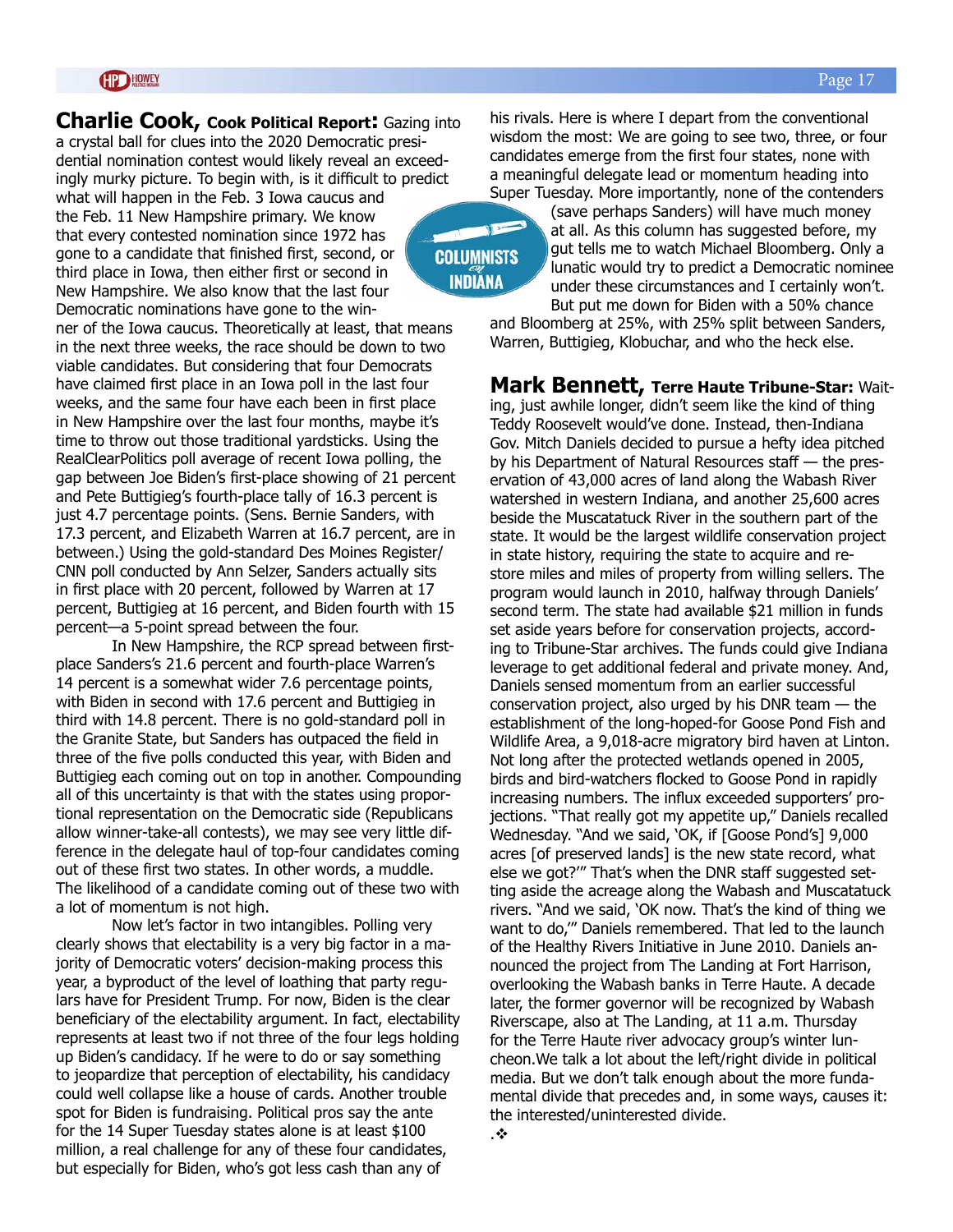**Charlie Cook, Cook Political Report:** Gazing into a crystal ball for clues into the 2020 Democratic presidential nomination contest would likely reveal an exceedingly murky picture. To begin with, is it difficult to predict what will happen in the Feb. 3 Iowa caucus and the Feb. 11 New Hampshire primary. We know that every contested nomination since 1972 has gone to a candidate that finished first, second, or third place in Iowa, then either first or second in New Hampshire. We also know that the last four Democratic nominations have gone to the winner of the Iowa caucus. Theoretically at least, that means in the next three weeks, the race should be down to two viable candidates. But considering that four Democrats have claimed first place in an Iowa poll in the last four weeks, and the same four have each been in first place in New Hampshire over the last four months, maybe it's time to throw out those traditional yardsticks. Using the RealClearPolitics poll average of recent Iowa polling, the gap between Joe Biden's first-place showing of 21 percent and Pete Buttigieg's fourth-place tally of 16.3 percent is just 4.7 percentage points. (Sens. Bernie Sanders, with 17.3 percent, and Elizabeth Warren at 16.7 percent, are in between.) Using the gold-standard Des Moines Register/CNN poll conducted by Ann Selzer, Sanders actually sits in first place with 20 percent, followed by Warren at 17 percent, Buttigieg at 16 percent, and Biden fourth with 15 percent—a 5-point spread between the four.

In New Hampshire, the RCP spread between first-place Sanders's 21.6 percent and fourth-place Warren's 14 percent is a somewhat wider 7.6 percentage points, with Biden in second with 17.6 percent and Buttigieg in third with 14.8 percent. There is no gold-standard poll in the Granite State, but Sanders has outpaced the field in three of the five polls conducted this year, with Biden and Buttigieg each coming out on top in another. Compounding all of this uncertainty is that with the states using proportional representation on the Democratic side (Republicans allow winner-take-all contests), we may see very little difference in the delegate haul of top-four candidates coming out of these first two states. In other words, a muddle. The likelihood of a candidate coming out of these two with a lot of momentum is not high.

Now let's factor in two intangibles. Polling very clearly shows that electability is a very big factor in a majority of Democratic voters' decision-making process this year, a byproduct of the level of loathing that party regulars have for President Trump. For now, Biden is the clear beneficiary of the electability argument. In fact, electability represents at least two if not three of the four legs holding up Biden's candidacy. If he were to do or say something to jeopardize that perception of electability, his candidacy could well collapse like a house of cards. Another trouble spot for Biden is fundraising. Political pros say the ante for the 14 Super Tuesday states alone is at least $100 million, a real challenge for any of these four candidates, but especially for Biden, who's got less cash than any of his rivals. Here is where I depart from the conventional wisdom the most: We are going to see two, three, or four candidates emerge from the first four states, none with a meaningful delegate lead or momentum heading into Super Tuesday. More importantly, none of the contenders (save perhaps Sanders) will have much money at all. As this column has suggested before, my gut tells me to watch Michael Bloomberg. Only a lunatic would try to predict a Democratic nominee under these circumstances and I certainly won't. But put me down for Biden with a 50% chance and Bloomberg at 25%, with 25% split between Sanders, Warren, Buttigieg, Klobuchar, and who the heck else.

**Mark Bennett, Terre Haute Tribune-Star:** Waiting, just awhile longer, didn't seem like the kind of thing Teddy Roosevelt would've done. Instead, then-Indiana Gov. Mitch Daniels decided to pursue a hefty idea pitched by his Department of Natural Resources staff — the preservation of 43,000 acres of land along the Wabash River watershed in western Indiana, and another 25,600 acres beside the Muscatatuck River in the southern part of the state. It would be the largest wildlife conservation project in state history, requiring the state to acquire and restore miles and miles of property from willing sellers. The program would launch in 2010, halfway through Daniels' second term. The state had available $21 million in funds set aside years before for conservation projects, according to Tribune-Star archives. The funds could give Indiana leverage to get additional federal and private money. And, Daniels sensed momentum from an earlier successful conservation project, also urged by his DNR team — the establishment of the long-hoped-for Goose Pond Fish and Wildlife Area, a 9,018-acre migratory bird haven at Linton. Not long after the protected wetlands opened in 2005, birds and bird-watchers flocked to Goose Pond in rapidly increasing numbers. The influx exceeded supporters' projections. "That really got my appetite up," Daniels recalled Wednesday. "And we said, 'OK, if [Goose Pond's] 9,000 acres [of preserved lands] is the new state record, what else we got?'" That's when the DNR staff suggested setting aside the acreage along the Wabash and Muscatatuck rivers. "And we said, 'OK now. That's the kind of thing we want to do,'" Daniels remembered. That led to the launch of the Healthy Rivers Initiative in June 2010. Daniels announced the project from The Landing at Fort Harrison, overlooking the Wabash banks in Terre Haute. A decade later, the former governor will be recognized by Wabash Riverscape, also at The Landing, at 11 a.m. Thursday for the Terre Haute river advocacy group's winter luncheon.We talk a lot about the left/right divide in political media. But we don't talk enough about the more fundamental divide that precedes and, in some ways, causes it: the interested/uninterested divide.

.❖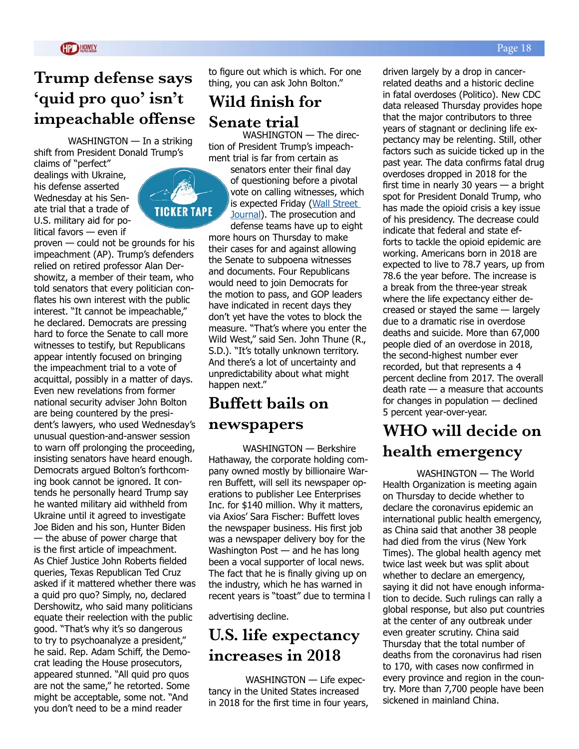## Trump defense says 'quid pro quo' isn't impeachable offense

WASHINGTON — In a striking shift from President Donald Trump's claims of "perfect" dealings with Ukraine, his defense asserted Wednesday at his Senate trial that a trade of U.S. military aid for political favors — even if proven — could not be grounds for his impeachment (AP). Trump's defenders relied on retired professor Alan Dershowitz, a member of their team, who told senators that every politician conflates his own interest with the public interest. "It cannot be impeachable," he declared. Democrats are pressing hard to force the Senate to call more witnesses to testify, but Republicans appear intently focused on bringing the impeachment trial to a vote of acquittal, possibly in a matter of days. Even new revelations from former national security adviser John Bolton are being countered by the president's lawyers, who used Wednesday's unusual question-and-answer session to warn off prolonging the proceeding, insisting senators have heard enough. Democrats argued Bolton's forthcoming book cannot be ignored. It contends he personally heard Trump say he wanted military aid withheld from Ukraine until it agreed to investigate Joe Biden and his son, Hunter Biden — the abuse of power charge that is the first article of impeachment. As Chief Justice John Roberts fielded queries, Texas Republican Ted Cruz asked if it mattered whether there was a quid pro quo? Simply, no, declared Dershowitz, who said many politicians equate their reelection with the public good. "That's why it's so dangerous to try to psychoanalyze a president," he said. Rep. Adam Schiff, the Democrat leading the House prosecutors, appeared stunned. "All quid pro quos are not the same," he retorted. Some might be acceptable, some not. "And you don't need to be a mind reader to figure out which is which. For one thing, you can ask John Bolton."

## Wild finish for Senate trial

WASHINGTON — The direction of President Trump's impeachment trial is far from certain as senators enter their final day of questioning before a pivotal vote on calling witnesses, which is expected Friday (Wall Street Journal). The prosecution and defense teams have up to eight more hours on Thursday to make their cases for and against allowing the Senate to subpoena witnesses and documents. Four Republicans would need to join Democrats for the motion to pass, and GOP leaders have indicated in recent days they don't yet have the votes to block the measure. "That's where you enter the Wild West," said Sen. John Thune (R., S.D.). "It's totally unknown territory. And there's a lot of uncertainty and unpredictability about what might happen next."

## Buffett bails on newspapers

WASHINGTON — Berkshire Hathaway, the corporate holding company owned mostly by billionaire Warren Buffett, will sell its newspaper operations to publisher Lee Enterprises Inc. for $140 million. Why it matters, via Axios' Sara Fischer: Buffett loves the newspaper business. His first job was a newspaper delivery boy for the Washington Post — and he has long been a vocal supporter of local news. The fact that he is finally giving up on the industry, which he has warned in recent years is "toast" due to termina l advertising decline.

## U.S. life expectancy increases in 2018

WASHINGTON — Life expectancy in the United States increased in 2018 for the first time in four years, driven largely by a drop in cancer-related deaths and a historic decline in fatal overdoses (Politico). New CDC data released Thursday provides hope that the major contributors to three years of stagnant or declining life expectancy may be relenting. Still, other factors such as suicide ticked up in the past year. The data confirms fatal drug overdoses dropped in 2018 for the first time in nearly 30 years — a bright spot for President Donald Trump, who has made the opioid crisis a key issue of his presidency. The decrease could indicate that federal and state efforts to tackle the opioid epidemic are working. Americans born in 2018 are expected to live to 78.7 years, up from 78.6 the year before. The increase is a break from the three-year streak where the life expectancy either decreased or stayed the same — largely due to a dramatic rise in overdose deaths and suicide. More than 67,000 people died of an overdose in 2018, the second-highest number ever recorded, but that represents a 4 percent decline from 2017. The overall death rate — a measure that accounts for changes in population — declined 5 percent year-over-year.

## WHO will decide on health emergency

WASHINGTON — The World Health Organization is meeting again on Thursday to decide whether to declare the coronavirus epidemic an international public health emergency, as China said that another 38 people had died from the virus (New York Times). The global health agency met twice last week but was split about whether to declare an emergency, saying it did not have enough information to decide. Such rulings can rally a global response, but also put countries at the center of any outbreak under even greater scrutiny. China said Thursday that the total number of deaths from the coronavirus had risen to 170, with cases now confirmed in every province and region in the country. More than 7,700 people have been sickened in mainland China.